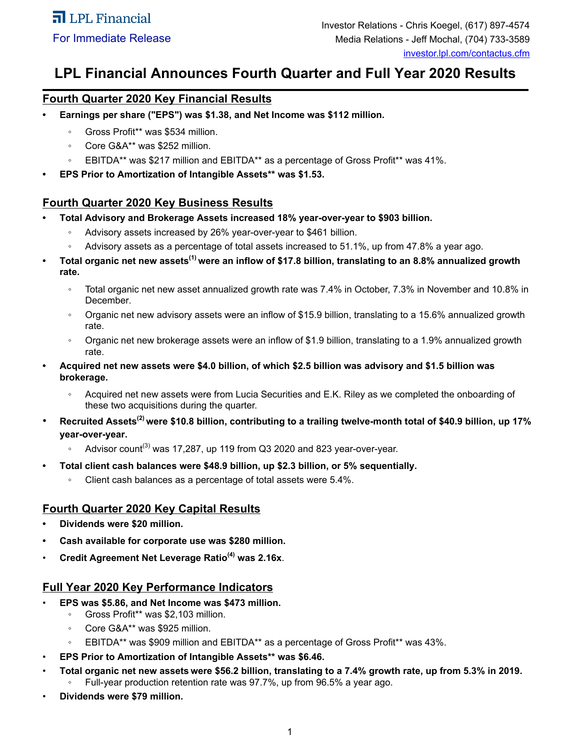LPL Financial

For Immediate Release

Investor Relations - Chris Koegel, (617) 897-4574
Media Relations - Jeff Mochal, (704) 733-3589
investor.lpl.com/contactus.cfm

# LPL Financial Announces Fourth Quarter and Full Year 2020 Results

## Fourth Quarter 2020 Key Financial Results

- **Earnings per share ("EPS") was $1.38, and Net Income was $112 million.**
  - Gross Profit** was $534 million.
  - Core G&A** was $252 million.
  - EBITDA** was $217 million and EBITDA** as a percentage of Gross Profit** was 41%.
- **EPS Prior to Amortization of Intangible Assets** was $1.53.**

## Fourth Quarter 2020 Key Business Results

- **Total Advisory and Brokerage Assets increased 18% year-over-year to $903 billion.**
  - Advisory assets increased by 26% year-over-year to $461 billion.
  - Advisory assets as a percentage of total assets increased to 51.1%, up from 47.8% a year ago.
- **Total organic net new assets[(1)] were an inflow of $17.8 billion, translating to an 8.8% annualized growth rate.**
  - Total organic net new asset annualized growth rate was 7.4% in October, 7.3% in November and 10.8% in December.
  - Organic net new advisory assets were an inflow of $15.9 billion, translating to a 15.6% annualized growth rate.
  - Organic net new brokerage assets were an inflow of $1.9 billion, translating to a 1.9% annualized growth rate.
- **Acquired net new assets were $4.0 billion, of which $2.5 billion was advisory and $1.5 billion was brokerage.**
  - Acquired net new assets were from Lucia Securities and E.K. Riley as we completed the onboarding of these two acquisitions during the quarter.
- **Recruited Assets[(2)] were $10.8 billion, contributing to a trailing twelve-month total of $40.9 billion, up 17% year-over-year.**
  - Advisor count[(3)] was 17,287, up 119 from Q3 2020 and 823 year-over-year.
- **Total client cash balances were $48.9 billion, up $2.3 billion, or 5% sequentially.**
  - Client cash balances as a percentage of total assets were 5.4%.

## Fourth Quarter 2020 Key Capital Results

- **Dividends were $20 million.**
- **Cash available for corporate use was $280 million.**
- **Credit Agreement Net Leverage Ratio[(4)] was 2.16x**.

## Full Year 2020 Key Performance Indicators

- **EPS was $5.86, and Net Income was $473 million.**
  - Gross Profit** was $2,103 million.
  - Core G&A** was $925 million.
  - EBITDA** was $909 million and EBITDA** as a percentage of Gross Profit** was 43%.
- **EPS Prior to Amortization of Intangible Assets** was $6.46.**
- **Total organic net new assets were $56.2 billion, translating to a 7.4% growth rate, up from 5.3% in 2019.**
  - Full-year production retention rate was 97.7%, up from 96.5% a year ago.
- **Dividends were $79 million.**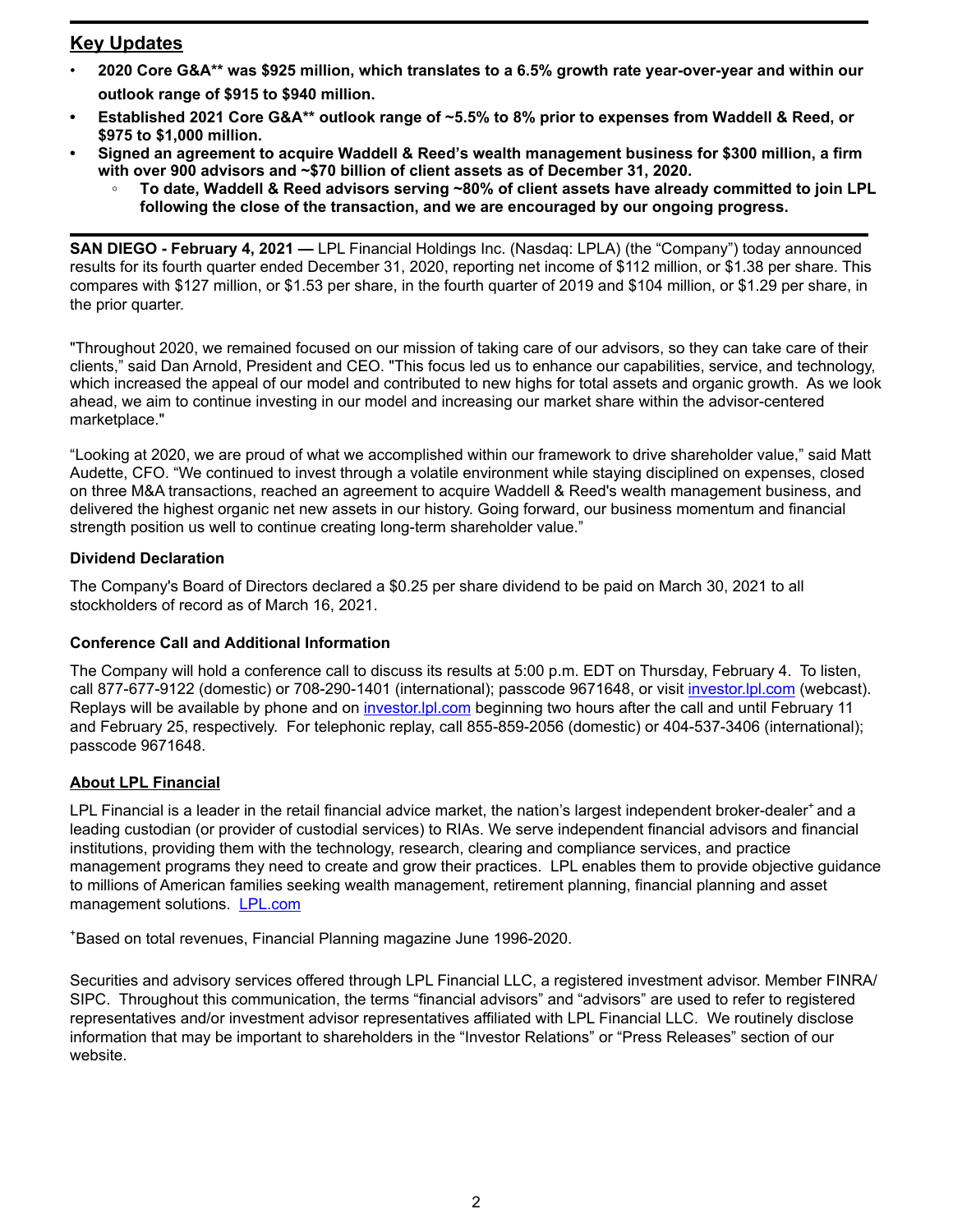## Key Updates

- **2020 Core G&A** was $925 million, which translates to a 6.5% growth rate year-over-year and within our outlook range of $915 to $940 million.**
- **Established 2021 Core G&A** outlook range of ~5.5% to 8% prior to expenses from Waddell & Reed, or $975 to $1,000 million.**
- **Signed an agreement to acquire Waddell & Reed's wealth management business for $300 million, a firm with over 900 advisors and ~$70 billion of client assets as of December 31, 2020.**
  - **To date, Waddell & Reed advisors serving ~80% of client assets have already committed to join LPL following the close of the transaction, and we are encouraged by our ongoing progress.**

**SAN DIEGO - February 4, 2021 —** LPL Financial Holdings Inc. (Nasdaq: LPLA) (the "Company") today announced results for its fourth quarter ended December 31, 2020, reporting net income of $112 million, or $1.38 per share. This compares with $127 million, or $1.53 per share, in the fourth quarter of 2019 and $104 million, or $1.29 per share, in the prior quarter.

"Throughout 2020, we remained focused on our mission of taking care of our advisors, so they can take care of their clients," said Dan Arnold, President and CEO. "This focus led us to enhance our capabilities, service, and technology, which increased the appeal of our model and contributed to new highs for total assets and organic growth. As we look ahead, we aim to continue investing in our model and increasing our market share within the advisor-centered marketplace."

"Looking at 2020, we are proud of what we accomplished within our framework to drive shareholder value," said Matt Audette, CFO. "We continued to invest through a volatile environment while staying disciplined on expenses, closed on three M&A transactions, reached an agreement to acquire Waddell & Reed's wealth management business, and delivered the highest organic net new assets in our history. Going forward, our business momentum and financial strength position us well to continue creating long-term shareholder value."

### Dividend Declaration

The Company's Board of Directors declared a $0.25 per share dividend to be paid on March 30, 2021 to all stockholders of record as of March 16, 2021.

### Conference Call and Additional Information

The Company will hold a conference call to discuss its results at 5:00 p.m. EDT on Thursday, February 4. To listen, call 877-677-9122 (domestic) or 708-290-1401 (international); passcode 9671648, or visit investor.lpl.com (webcast). Replays will be available by phone and on investor.lpl.com beginning two hours after the call and until February 11 and February 25, respectively. For telephonic replay, call 855-859-2056 (domestic) or 404-537-3406 (international); passcode 9671648.

### About LPL Financial

LPL Financial is a leader in the retail financial advice market, the nation's largest independent broker-dealer[+] and a leading custodian (or provider of custodial services) to RIAs. We serve independent financial advisors and financial institutions, providing them with the technology, research, clearing and compliance services, and practice management programs they need to create and grow their practices. LPL enables them to provide objective guidance to millions of American families seeking wealth management, retirement planning, financial planning and asset management solutions. LPL.com

[+]Based on total revenues, Financial Planning magazine June 1996-2020.

Securities and advisory services offered through LPL Financial LLC, a registered investment advisor. Member FINRA/SIPC. Throughout this communication, the terms "financial advisors" and "advisors" are used to refer to registered representatives and/or investment advisor representatives affiliated with LPL Financial LLC. We routinely disclose information that may be important to shareholders in the "Investor Relations" or "Press Releases" section of our website.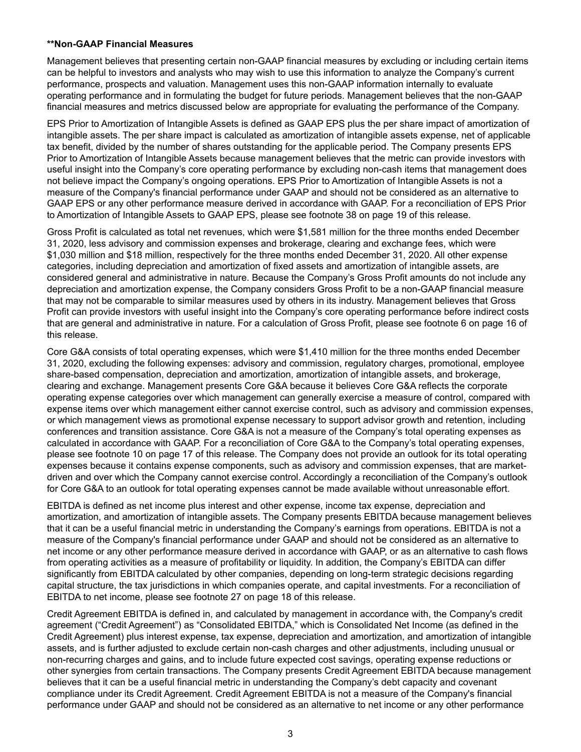**Non-GAAP Financial Measures**

Management believes that presenting certain non-GAAP financial measures by excluding or including certain items can be helpful to investors and analysts who may wish to use this information to analyze the Company's current performance, prospects and valuation. Management uses this non-GAAP information internally to evaluate operating performance and in formulating the budget for future periods. Management believes that the non-GAAP financial measures and metrics discussed below are appropriate for evaluating the performance of the Company.

EPS Prior to Amortization of Intangible Assets is defined as GAAP EPS plus the per share impact of amortization of intangible assets. The per share impact is calculated as amortization of intangible assets expense, net of applicable tax benefit, divided by the number of shares outstanding for the applicable period. The Company presents EPS Prior to Amortization of Intangible Assets because management believes that the metric can provide investors with useful insight into the Company's core operating performance by excluding non-cash items that management does not believe impact the Company's ongoing operations. EPS Prior to Amortization of Intangible Assets is not a measure of the Company's financial performance under GAAP and should not be considered as an alternative to GAAP EPS or any other performance measure derived in accordance with GAAP. For a reconciliation of EPS Prior to Amortization of Intangible Assets to GAAP EPS, please see footnote 38 on page 19 of this release.

Gross Profit is calculated as total net revenues, which were $1,581 million for the three months ended December 31, 2020, less advisory and commission expenses and brokerage, clearing and exchange fees, which were $1,030 million and $18 million, respectively for the three months ended December 31, 2020. All other expense categories, including depreciation and amortization of fixed assets and amortization of intangible assets, are considered general and administrative in nature. Because the Company's Gross Profit amounts do not include any depreciation and amortization expense, the Company considers Gross Profit to be a non-GAAP financial measure that may not be comparable to similar measures used by others in its industry. Management believes that Gross Profit can provide investors with useful insight into the Company's core operating performance before indirect costs that are general and administrative in nature. For a calculation of Gross Profit, please see footnote 6 on page 16 of this release.

Core G&A consists of total operating expenses, which were $1,410 million for the three months ended December 31, 2020, excluding the following expenses: advisory and commission, regulatory charges, promotional, employee share-based compensation, depreciation and amortization, amortization of intangible assets, and brokerage, clearing and exchange. Management presents Core G&A because it believes Core G&A reflects the corporate operating expense categories over which management can generally exercise a measure of control, compared with expense items over which management either cannot exercise control, such as advisory and commission expenses, or which management views as promotional expense necessary to support advisor growth and retention, including conferences and transition assistance. Core G&A is not a measure of the Company's total operating expenses as calculated in accordance with GAAP. For a reconciliation of Core G&A to the Company's total operating expenses, please see footnote 10 on page 17 of this release. The Company does not provide an outlook for its total operating expenses because it contains expense components, such as advisory and commission expenses, that are market-driven and over which the Company cannot exercise control. Accordingly a reconciliation of the Company's outlook for Core G&A to an outlook for total operating expenses cannot be made available without unreasonable effort.

EBITDA is defined as net income plus interest and other expense, income tax expense, depreciation and amortization, and amortization of intangible assets. The Company presents EBITDA because management believes that it can be a useful financial metric in understanding the Company's earnings from operations. EBITDA is not a measure of the Company's financial performance under GAAP and should not be considered as an alternative to net income or any other performance measure derived in accordance with GAAP, or as an alternative to cash flows from operating activities as a measure of profitability or liquidity. In addition, the Company's EBITDA can differ significantly from EBITDA calculated by other companies, depending on long-term strategic decisions regarding capital structure, the tax jurisdictions in which companies operate, and capital investments. For a reconciliation of EBITDA to net income, please see footnote 27 on page 18 of this release.

Credit Agreement EBITDA is defined in, and calculated by management in accordance with, the Company's credit agreement ("Credit Agreement") as "Consolidated EBITDA," which is Consolidated Net Income (as defined in the Credit Agreement) plus interest expense, tax expense, depreciation and amortization, and amortization of intangible assets, and is further adjusted to exclude certain non-cash charges and other adjustments, including unusual or non-recurring charges and gains, and to include future expected cost savings, operating expense reductions or other synergies from certain transactions. The Company presents Credit Agreement EBITDA because management believes that it can be a useful financial metric in understanding the Company's debt capacity and covenant compliance under its Credit Agreement. Credit Agreement EBITDA is not a measure of the Company's financial performance under GAAP and should not be considered as an alternative to net income or any other performance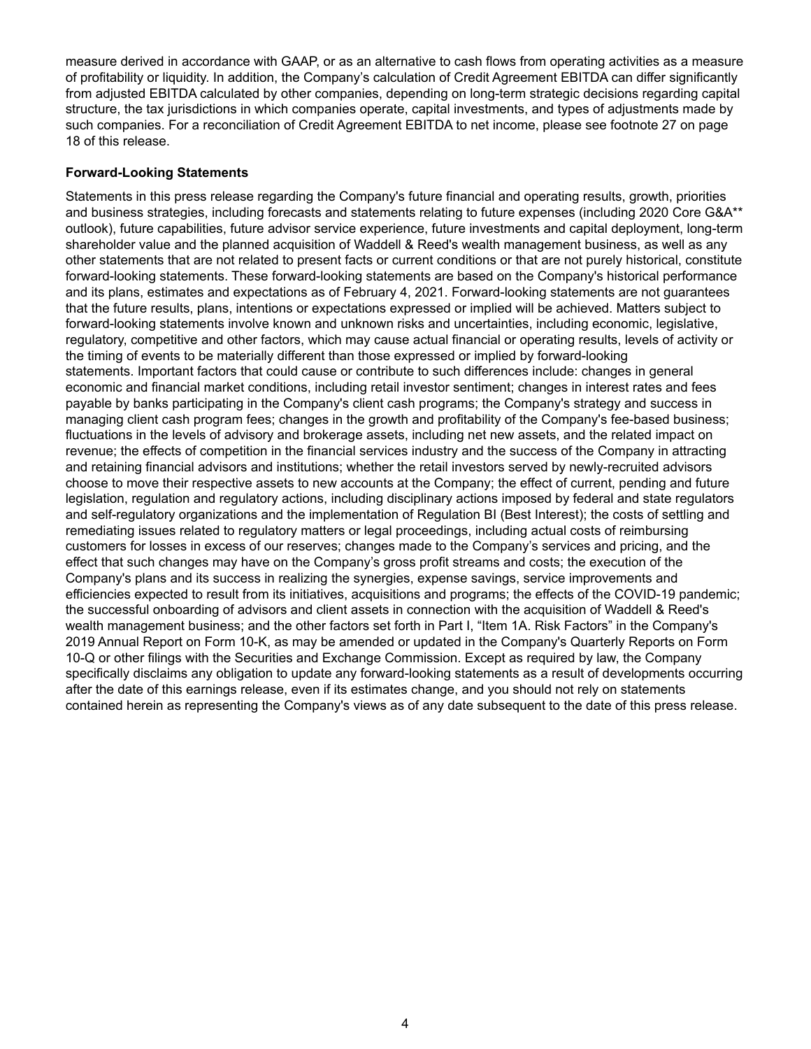measure derived in accordance with GAAP, or as an alternative to cash flows from operating activities as a measure of profitability or liquidity. In addition, the Company's calculation of Credit Agreement EBITDA can differ significantly from adjusted EBITDA calculated by other companies, depending on long-term strategic decisions regarding capital structure, the tax jurisdictions in which companies operate, capital investments, and types of adjustments made by such companies. For a reconciliation of Credit Agreement EBITDA to net income, please see footnote 27 on page 18 of this release.

**Forward-Looking Statements**

Statements in this press release regarding the Company's future financial and operating results, growth, priorities and business strategies, including forecasts and statements relating to future expenses (including 2020 Core G&A** outlook), future capabilities, future advisor service experience, future investments and capital deployment, long-term shareholder value and the planned acquisition of Waddell & Reed's wealth management business, as well as any other statements that are not related to present facts or current conditions or that are not purely historical, constitute forward-looking statements. These forward-looking statements are based on the Company's historical performance and its plans, estimates and expectations as of February 4, 2021. Forward-looking statements are not guarantees that the future results, plans, intentions or expectations expressed or implied will be achieved. Matters subject to forward-looking statements involve known and unknown risks and uncertainties, including economic, legislative, regulatory, competitive and other factors, which may cause actual financial or operating results, levels of activity or the timing of events to be materially different than those expressed or implied by forward-looking statements. Important factors that could cause or contribute to such differences include: changes in general economic and financial market conditions, including retail investor sentiment; changes in interest rates and fees payable by banks participating in the Company's client cash programs; the Company's strategy and success in managing client cash program fees; changes in the growth and profitability of the Company's fee-based business; fluctuations in the levels of advisory and brokerage assets, including net new assets, and the related impact on revenue; the effects of competition in the financial services industry and the success of the Company in attracting and retaining financial advisors and institutions; whether the retail investors served by newly-recruited advisors choose to move their respective assets to new accounts at the Company; the effect of current, pending and future legislation, regulation and regulatory actions, including disciplinary actions imposed by federal and state regulators and self-regulatory organizations and the implementation of Regulation BI (Best Interest); the costs of settling and remediating issues related to regulatory matters or legal proceedings, including actual costs of reimbursing customers for losses in excess of our reserves; changes made to the Company's services and pricing, and the effect that such changes may have on the Company's gross profit streams and costs; the execution of the Company's plans and its success in realizing the synergies, expense savings, service improvements and efficiencies expected to result from its initiatives, acquisitions and programs; the effects of the COVID-19 pandemic; the successful onboarding of advisors and client assets in connection with the acquisition of Waddell & Reed's wealth management business; and the other factors set forth in Part I, "Item 1A. Risk Factors" in the Company's 2019 Annual Report on Form 10-K, as may be amended or updated in the Company's Quarterly Reports on Form 10-Q or other filings with the Securities and Exchange Commission. Except as required by law, the Company specifically disclaims any obligation to update any forward-looking statements as a result of developments occurring after the date of this earnings release, even if its estimates change, and you should not rely on statements contained herein as representing the Company's views as of any date subsequent to the date of this press release.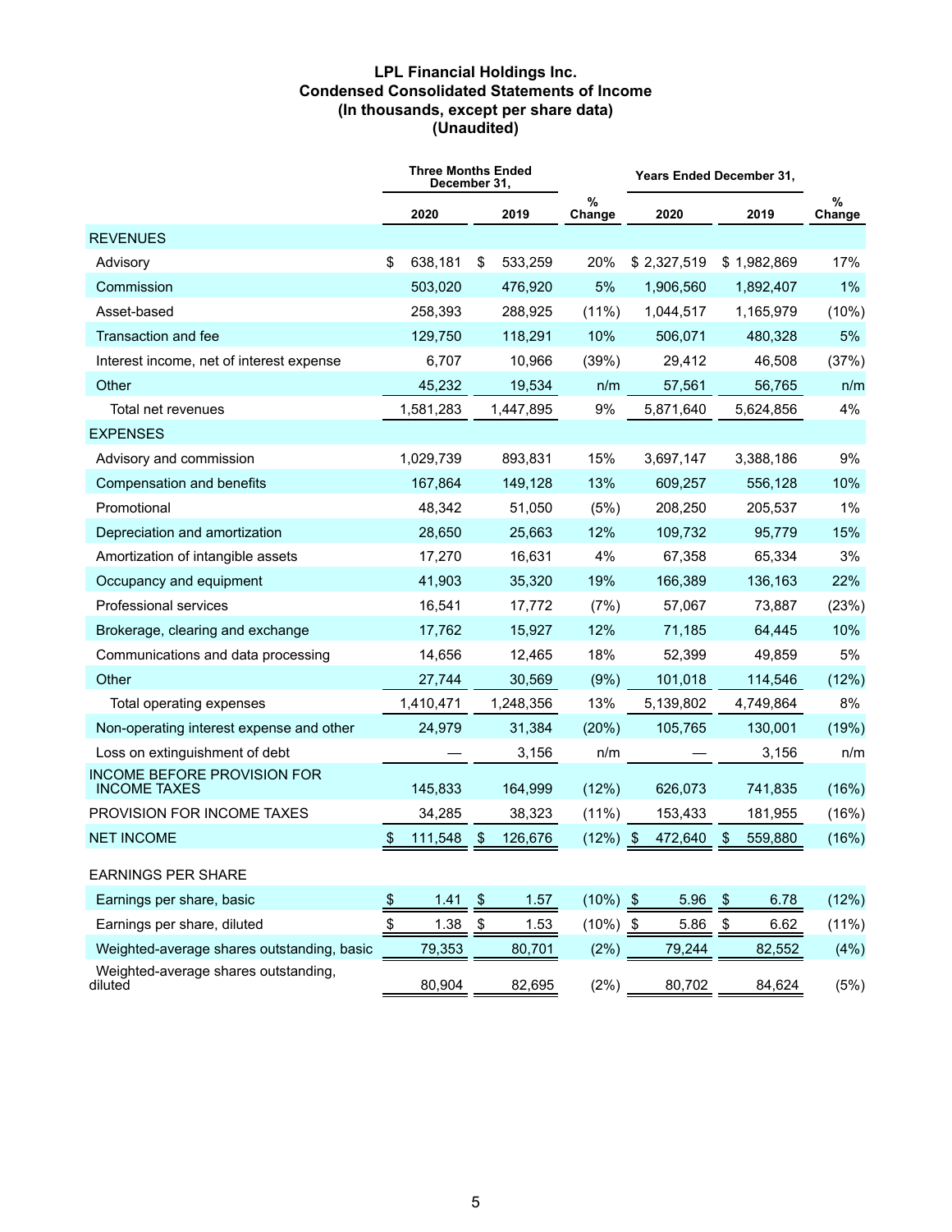**LPL Financial Holdings Inc.**
**Condensed Consolidated Statements of Income**
**(In thousands, except per share data)**
**(Unaudited)**

| | Three Months Ended December 31, | | | Years Ended December 31, | | |
|---|---|---|---|---|---|---|
| | 2020 | 2019 | % Change | 2020 | 2019 | % Change |
| REVENUES | | | | | | |
| Advisory | $ 638,181 | $ 533,259 | 20% | $ 2,327,519 | $ 1,982,869 | 17% |
| Commission | 503,020 | 476,920 | 5% | 1,906,560 | 1,892,407 | 1% |
| Asset-based | 258,393 | 288,925 | (11%) | 1,044,517 | 1,165,979 | (10%) |
| Transaction and fee | 129,750 | 118,291 | 10% | 506,071 | 480,328 | 5% |
| Interest income, net of interest expense | 6,707 | 10,966 | (39%) | 29,412 | 46,508 | (37%) |
| Other | 45,232 | 19,534 | n/m | 57,561 | 56,765 | n/m |
| Total net revenues | 1,581,283 | 1,447,895 | 9% | 5,871,640 | 5,624,856 | 4% |
| EXPENSES | | | | | | |
| Advisory and commission | 1,029,739 | 893,831 | 15% | 3,697,147 | 3,388,186 | 9% |
| Compensation and benefits | 167,864 | 149,128 | 13% | 609,257 | 556,128 | 10% |
| Promotional | 48,342 | 51,050 | (5%) | 208,250 | 205,537 | 1% |
| Depreciation and amortization | 28,650 | 25,663 | 12% | 109,732 | 95,779 | 15% |
| Amortization of intangible assets | 17,270 | 16,631 | 4% | 67,358 | 65,334 | 3% |
| Occupancy and equipment | 41,903 | 35,320 | 19% | 166,389 | 136,163 | 22% |
| Professional services | 16,541 | 17,772 | (7%) | 57,067 | 73,887 | (23%) |
| Brokerage, clearing and exchange | 17,762 | 15,927 | 12% | 71,185 | 64,445 | 10% |
| Communications and data processing | 14,656 | 12,465 | 18% | 52,399 | 49,859 | 5% |
| Other | 27,744 | 30,569 | (9%) | 101,018 | 114,546 | (12%) |
| Total operating expenses | 1,410,471 | 1,248,356 | 13% | 5,139,802 | 4,749,864 | 8% |
| Non-operating interest expense and other | 24,979 | 31,384 | (20%) | 105,765 | 130,001 | (19%) |
| Loss on extinguishment of debt | — | 3,156 | n/m | — | 3,156 | n/m |
| INCOME BEFORE PROVISION FOR INCOME TAXES | 145,833 | 164,999 | (12%) | 626,073 | 741,835 | (16%) |
| PROVISION FOR INCOME TAXES | 34,285 | 38,323 | (11%) | 153,433 | 181,955 | (16%) |
| NET INCOME | $ 111,548 | $ 126,676 | (12%) | $ 472,640 | $ 559,880 | (16%) |
| EARNINGS PER SHARE | | | | | | |
| Earnings per share, basic | $ 1.41 | $ 1.57 | (10%) | $ 5.96 | $ 6.78 | (12%) |
| Earnings per share, diluted | $ 1.38 | $ 1.53 | (10%) | $ 5.86 | $ 6.62 | (11%) |
| Weighted-average shares outstanding, basic | 79,353 | 80,701 | (2%) | 79,244 | 82,552 | (4%) |
| Weighted-average shares outstanding, diluted | 80,904 | 82,695 | (2%) | 80,702 | 84,624 | (5%) |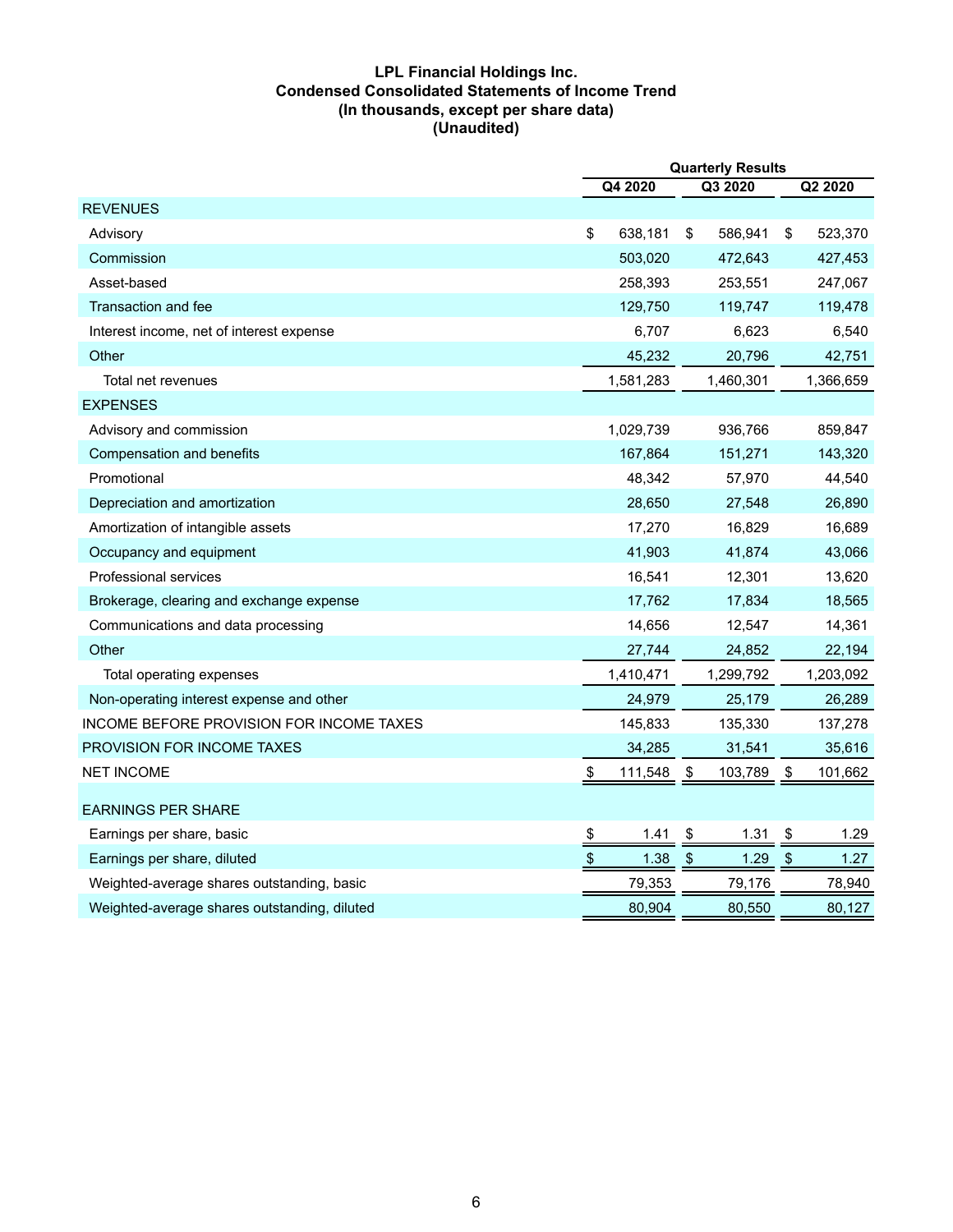**LPL Financial Holdings Inc.**
**Condensed Consolidated Statements of Income Trend**
**(In thousands, except per share data)**
**(Unaudited)**

| | Quarterly Results | | |
|---|---|---|---|
| | Q4 2020 | Q3 2020 | Q2 2020 |
| REVENUES | | | |
| Advisory | $ 638,181 | $ 586,941 | $ 523,370 |
| Commission | 503,020 | 472,643 | 427,453 |
| Asset-based | 258,393 | 253,551 | 247,067 |
| Transaction and fee | 129,750 | 119,747 | 119,478 |
| Interest income, net of interest expense | 6,707 | 6,623 | 6,540 |
| Other | 45,232 | 20,796 | 42,751 |
| Total net revenues | 1,581,283 | 1,460,301 | 1,366,659 |
| EXPENSES | | | |
| Advisory and commission | 1,029,739 | 936,766 | 859,847 |
| Compensation and benefits | 167,864 | 151,271 | 143,320 |
| Promotional | 48,342 | 57,970 | 44,540 |
| Depreciation and amortization | 28,650 | 27,548 | 26,890 |
| Amortization of intangible assets | 17,270 | 16,829 | 16,689 |
| Occupancy and equipment | 41,903 | 41,874 | 43,066 |
| Professional services | 16,541 | 12,301 | 13,620 |
| Brokerage, clearing and exchange expense | 17,762 | 17,834 | 18,565 |
| Communications and data processing | 14,656 | 12,547 | 14,361 |
| Other | 27,744 | 24,852 | 22,194 |
| Total operating expenses | 1,410,471 | 1,299,792 | 1,203,092 |
| Non-operating interest expense and other | 24,979 | 25,179 | 26,289 |
| INCOME BEFORE PROVISION FOR INCOME TAXES | 145,833 | 135,330 | 137,278 |
| PROVISION FOR INCOME TAXES | 34,285 | 31,541 | 35,616 |
| NET INCOME | $ 111,548 | $ 103,789 | $ 101,662 |
| EARNINGS PER SHARE | | | |
| Earnings per share, basic | $ 1.41 | $ 1.31 | $ 1.29 |
| Earnings per share, diluted | $ 1.38 | $ 1.29 | $ 1.27 |
| Weighted-average shares outstanding, basic | 79,353 | 79,176 | 78,940 |
| Weighted-average shares outstanding, diluted | 80,904 | 80,550 | 80,127 |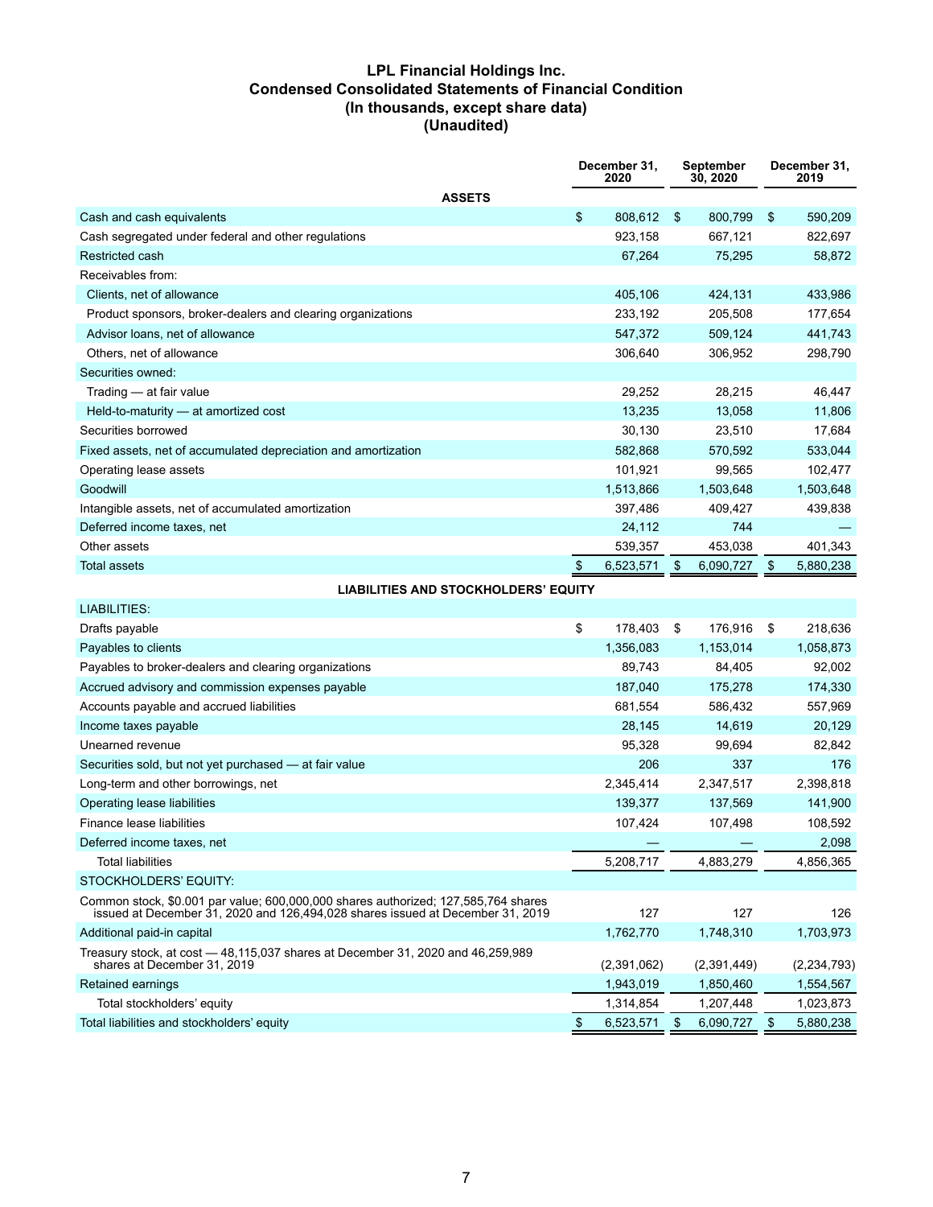# LPL Financial Holdings Inc.
## Condensed Consolidated Statements of Financial Condition
### (In thousands, except share data)
### (Unaudited)

| | December 31, 2020 | September 30, 2020 | December 31, 2019 |
|---|---|---|---|
| **ASSETS** | | | |
| Cash and cash equivalents | $ 808,612 | $ 800,799 | $ 590,209 |
| Cash segregated under federal and other regulations | 923,158 | 667,121 | 822,697 |
| Restricted cash | 67,264 | 75,295 | 58,872 |
| Receivables from: | | | |
| Clients, net of allowance | 405,106 | 424,131 | 433,986 |
| Product sponsors, broker-dealers and clearing organizations | 233,192 | 205,508 | 177,654 |
| Advisor loans, net of allowance | 547,372 | 509,124 | 441,743 |
| Others, net of allowance | 306,640 | 306,952 | 298,790 |
| Securities owned: | | | |
| Trading — at fair value | 29,252 | 28,215 | 46,447 |
| Held-to-maturity — at amortized cost | 13,235 | 13,058 | 11,806 |
| Securities borrowed | 30,130 | 23,510 | 17,684 |
| Fixed assets, net of accumulated depreciation and amortization | 582,868 | 570,592 | 533,044 |
| Operating lease assets | 101,921 | 99,565 | 102,477 |
| Goodwill | 1,513,866 | 1,503,648 | 1,503,648 |
| Intangible assets, net of accumulated amortization | 397,486 | 409,427 | 439,838 |
| Deferred income taxes, net | 24,112 | 744 | — |
| Other assets | 539,357 | 453,038 | 401,343 |
| Total assets | $ 6,523,571 | $ 6,090,727 | $ 5,880,238 |
| **LIABILITIES AND STOCKHOLDERS' EQUITY** | | | |
| LIABILITIES: | | | |
| Drafts payable | $ 178,403 | $ 176,916 | $ 218,636 |
| Payables to clients | 1,356,083 | 1,153,014 | 1,058,873 |
| Payables to broker-dealers and clearing organizations | 89,743 | 84,405 | 92,002 |
| Accrued advisory and commission expenses payable | 187,040 | 175,278 | 174,330 |
| Accounts payable and accrued liabilities | 681,554 | 586,432 | 557,969 |
| Income taxes payable | 28,145 | 14,619 | 20,129 |
| Unearned revenue | 95,328 | 99,694 | 82,842 |
| Securities sold, but not yet purchased — at fair value | 206 | 337 | 176 |
| Long-term and other borrowings, net | 2,345,414 | 2,347,517 | 2,398,818 |
| Operating lease liabilities | 139,377 | 137,569 | 141,900 |
| Finance lease liabilities | 107,424 | 107,498 | 108,592 |
| Deferred income taxes, net | — | — | 2,098 |
| Total liabilities | 5,208,717 | 4,883,279 | 4,856,365 |
| STOCKHOLDERS' EQUITY: | | | |
| Common stock, $0.001 par value; 600,000,000 shares authorized; 127,585,764 shares issued at December 31, 2020 and 126,494,028 shares issued at December 31, 2019 | 127 | 127 | 126 |
| Additional paid-in capital | 1,762,770 | 1,748,310 | 1,703,973 |
| Treasury stock, at cost — 48,115,037 shares at December 31, 2020 and 46,259,989 shares at December 31, 2019 | (2,391,062) | (2,391,449) | (2,234,793) |
| Retained earnings | 1,943,019 | 1,850,460 | 1,554,567 |
| Total stockholders' equity | 1,314,854 | 1,207,448 | 1,023,873 |
| Total liabilities and stockholders' equity | $ 6,523,571 | $ 6,090,727 | $ 5,880,238 |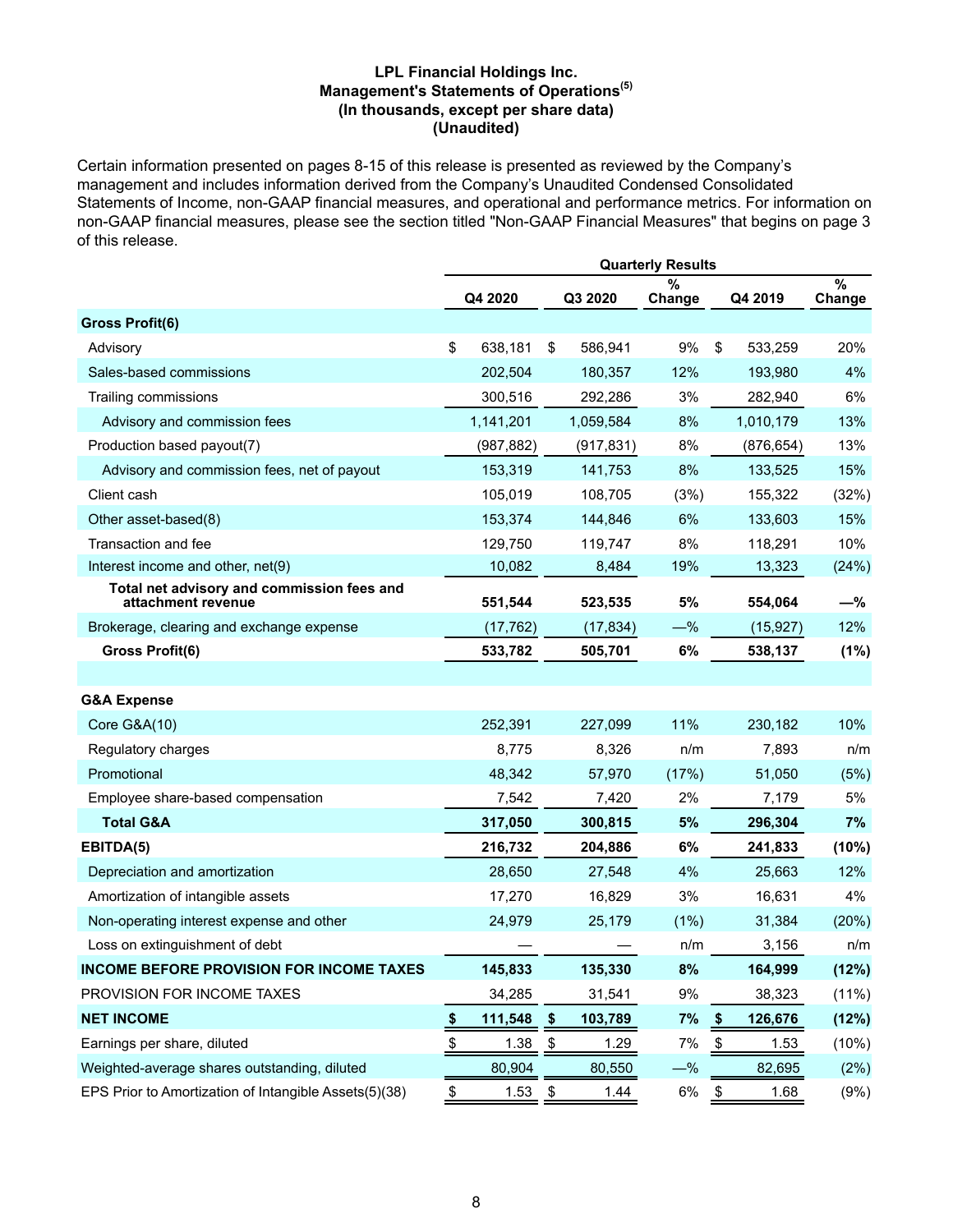## LPL Financial Holdings Inc.
## Management's Statements of Operations[5]
## (In thousands, except per share data)
## (Unaudited)

Certain information presented on pages 8-15 of this release is presented as reviewed by the Company's management and includes information derived from the Company's Unaudited Condensed Consolidated Statements of Income, non-GAAP financial measures, and operational and performance metrics. For information on non-GAAP financial measures, please see the section titled "Non-GAAP Financial Measures" that begins on page 3 of this release.

| | Quarterly Results | | | | |
|---|---|---|---|---|---|
| | Q4 2020 | Q3 2020 | % Change | Q4 2019 | % Change |
| **Gross Profit(6)** | | | | | |
| Advisory | $ 638,181 | $ 586,941 | 9% | $ 533,259 | 20% |
| Sales-based commissions | 202,504 | 180,357 | 12% | 193,980 | 4% |
| Trailing commissions | 300,516 | 292,286 | 3% | 282,940 | 6% |
| Advisory and commission fees | 1,141,201 | 1,059,584 | 8% | 1,010,179 | 13% |
| Production based payout(7) | (987,882) | (917,831) | 8% | (876,654) | 13% |
| Advisory and commission fees, net of payout | 153,319 | 141,753 | 8% | 133,525 | 15% |
| Client cash | 105,019 | 108,705 | (3%) | 155,322 | (32%) |
| Other asset-based(8) | 153,374 | 144,846 | 6% | 133,603 | 15% |
| Transaction and fee | 129,750 | 119,747 | 8% | 118,291 | 10% |
| Interest income and other, net(9) | 10,082 | 8,484 | 19% | 13,323 | (24%) |
| **Total net advisory and commission fees and attachment revenue** | **551,544** | **523,535** | **5%** | **554,064** | **—%** |
| Brokerage, clearing and exchange expense | (17,762) | (17,834) | —% | (15,927) | 12% |
| **Gross Profit(6)** | **533,782** | **505,701** | **6%** | **538,137** | **(1%)** |
| | | | | | |
| **G&A Expense** | | | | | |
| Core G&A(10) | 252,391 | 227,099 | 11% | 230,182 | 10% |
| Regulatory charges | 8,775 | 8,326 | n/m | 7,893 | n/m |
| Promotional | 48,342 | 57,970 | (17%) | 51,050 | (5%) |
| Employee share-based compensation | 7,542 | 7,420 | 2% | 7,179 | 5% |
| **Total G&A** | **317,050** | **300,815** | **5%** | **296,304** | **7%** |
| **EBITDA(5)** | **216,732** | **204,886** | **6%** | **241,833** | **(10%)** |
| Depreciation and amortization | 28,650 | 27,548 | 4% | 25,663 | 12% |
| Amortization of intangible assets | 17,270 | 16,829 | 3% | 16,631 | 4% |
| Non-operating interest expense and other | 24,979 | 25,179 | (1%) | 31,384 | (20%) |
| Loss on extinguishment of debt | — | — | n/m | 3,156 | n/m |
| **INCOME BEFORE PROVISION FOR INCOME TAXES** | **145,833** | **135,330** | **8%** | **164,999** | **(12%)** |
| PROVISION FOR INCOME TAXES | 34,285 | 31,541 | 9% | 38,323 | (11%) |
| **NET INCOME** | **$ 111,548** | **$ 103,789** | **7%** | **$ 126,676** | **(12%)** |
| Earnings per share, diluted | $ 1.38 | $ 1.29 | 7% | $ 1.53 | (10%) |
| Weighted-average shares outstanding, diluted | 80,904 | 80,550 | —% | 82,695 | (2%) |
| EPS Prior to Amortization of Intangible Assets(5)(38) | $ 1.53 | $ 1.44 | 6% | $ 1.68 | (9%) |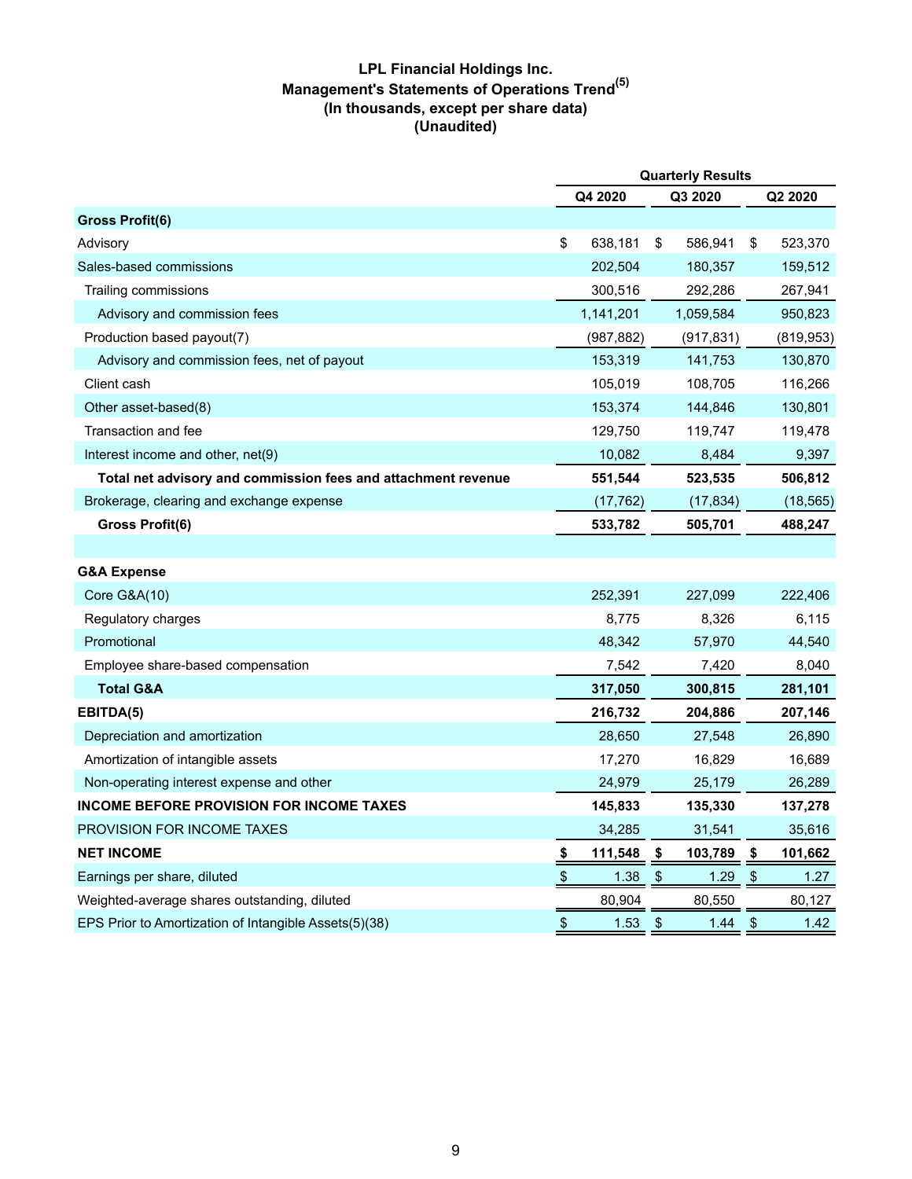# LPL Financial Holdings Inc.

## Management's Statements of Operations Trend(5)

### (In thousands, except per share data)

### (Unaudited)

| | Quarterly Results | | |
|---|---|---|---|
| | Q4 2020 | Q3 2020 | Q2 2020 |
| **Gross Profit(6)** | | | |
| Advisory | $ 638,181 | $ 586,941 | $ 523,370 |
| Sales-based commissions | 202,504 | 180,357 | 159,512 |
| Trailing commissions | 300,516 | 292,286 | 267,941 |
| Advisory and commission fees | 1,141,201 | 1,059,584 | 950,823 |
| Production based payout(7) | (987,882) | (917,831) | (819,953) |
| Advisory and commission fees, net of payout | 153,319 | 141,753 | 130,870 |
| Client cash | 105,019 | 108,705 | 116,266 |
| Other asset-based(8) | 153,374 | 144,846 | 130,801 |
| Transaction and fee | 129,750 | 119,747 | 119,478 |
| Interest income and other, net(9) | 10,082 | 8,484 | 9,397 |
| **Total net advisory and commission fees and attachment revenue** | **551,544** | **523,535** | **506,812** |
| Brokerage, clearing and exchange expense | (17,762) | (17,834) | (18,565) |
| **Gross Profit(6)** | **533,782** | **505,701** | **488,247** |
| | | | |
| **G&A Expense** | | | |
| Core G&A(10) | 252,391 | 227,099 | 222,406 |
| Regulatory charges | 8,775 | 8,326 | 6,115 |
| Promotional | 48,342 | 57,970 | 44,540 |
| Employee share-based compensation | 7,542 | 7,420 | 8,040 |
| **Total G&A** | **317,050** | **300,815** | **281,101** |
| **EBITDA(5)** | **216,732** | **204,886** | **207,146** |
| Depreciation and amortization | 28,650 | 27,548 | 26,890 |
| Amortization of intangible assets | 17,270 | 16,829 | 16,689 |
| Non-operating interest expense and other | 24,979 | 25,179 | 26,289 |
| **INCOME BEFORE PROVISION FOR INCOME TAXES** | **145,833** | **135,330** | **137,278** |
| PROVISION FOR INCOME TAXES | 34,285 | 31,541 | 35,616 |
| **NET INCOME** | **$ 111,548** | **$ 103,789** | **$ 101,662** |
| Earnings per share, diluted | $ 1.38 | $ 1.29 | $ 1.27 |
| Weighted-average shares outstanding, diluted | 80,904 | 80,550 | 80,127 |
| EPS Prior to Amortization of Intangible Assets(5)(38) | $ 1.53 | $ 1.44 | $ 1.42 |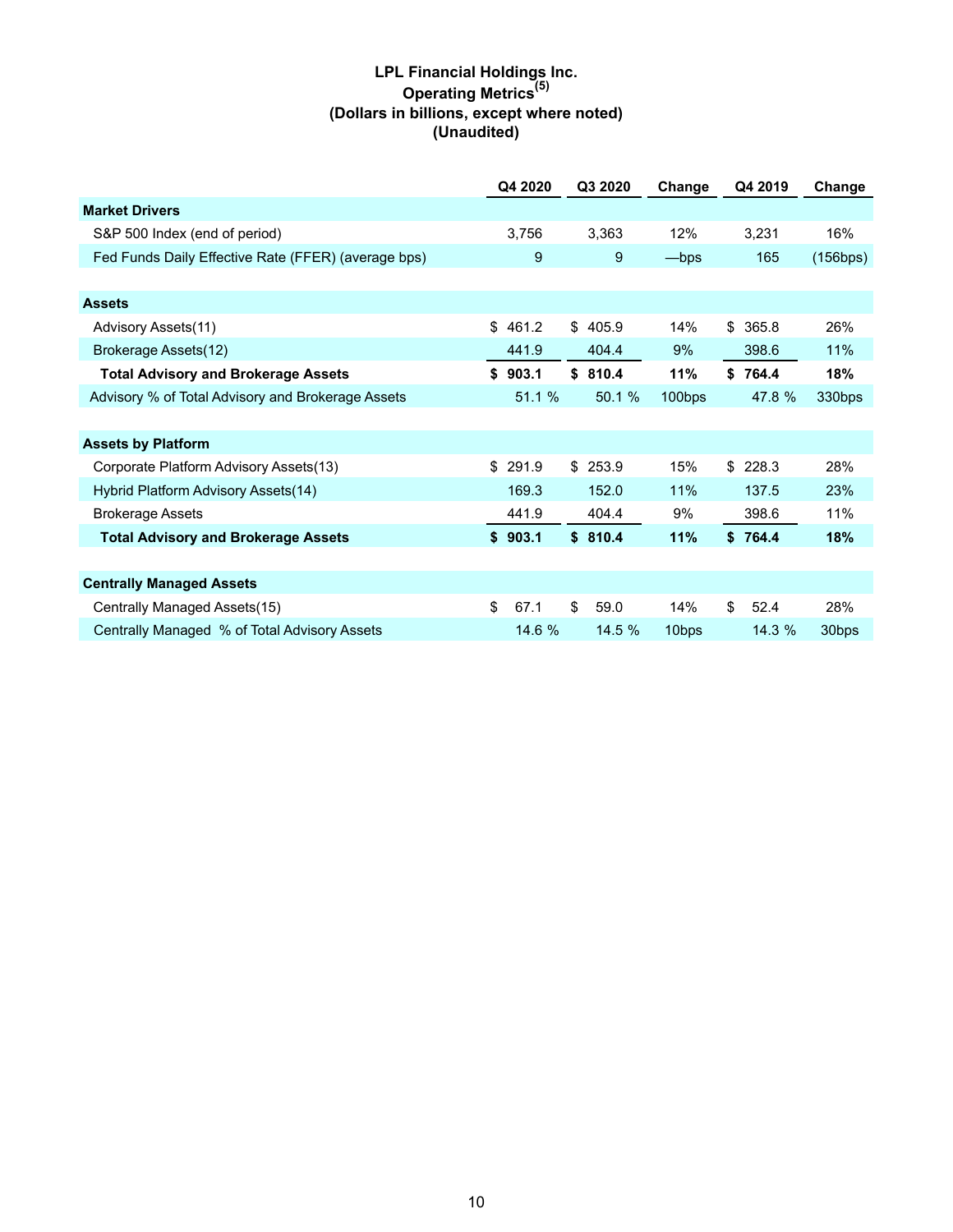# LPL Financial Holdings Inc.
## Operating Metrics[5]
### (Dollars in billions, except where noted)
### (Unaudited)

| | Q4 2020 | Q3 2020 | Change | Q4 2019 | Change |
|---|---|---|---|---|---|
| **Market Drivers** | | | | | |
| S&P 500 Index (end of period) | 3,756 | 3,363 | 12% | 3,231 | 16% |
| Fed Funds Daily Effective Rate (FFER) (average bps) | 9 | 9 | —bps | 165 | (156bps) |
| | | | | | |
| **Assets** | | | | | |
| Advisory Assets(11) | $ 461.2 | $ 405.9 | 14% | $ 365.8 | 26% |
| Brokerage Assets(12) | 441.9 | 404.4 | 9% | 398.6 | 11% |
| **Total Advisory and Brokerage Assets** | **$ 903.1** | **$ 810.4** | **11%** | **$ 764.4** | **18%** |
| Advisory % of Total Advisory and Brokerage Assets | 51.1 % | 50.1 % | 100bps | 47.8 % | 330bps |
| | | | | | |
| **Assets by Platform** | | | | | |
| Corporate Platform Advisory Assets(13) | $ 291.9 | $ 253.9 | 15% | $ 228.3 | 28% |
| Hybrid Platform Advisory Assets(14) | 169.3 | 152.0 | 11% | 137.5 | 23% |
| Brokerage Assets | 441.9 | 404.4 | 9% | 398.6 | 11% |
| **Total Advisory and Brokerage Assets** | **$ 903.1** | **$ 810.4** | **11%** | **$ 764.4** | **18%** |
| | | | | | |
| **Centrally Managed Assets** | | | | | |
| Centrally Managed Assets(15) | $ 67.1 | $ 59.0 | 14% | $ 52.4 | 28% |
| Centrally Managed % of Total Advisory Assets | 14.6 % | 14.5 % | 10bps | 14.3 % | 30bps |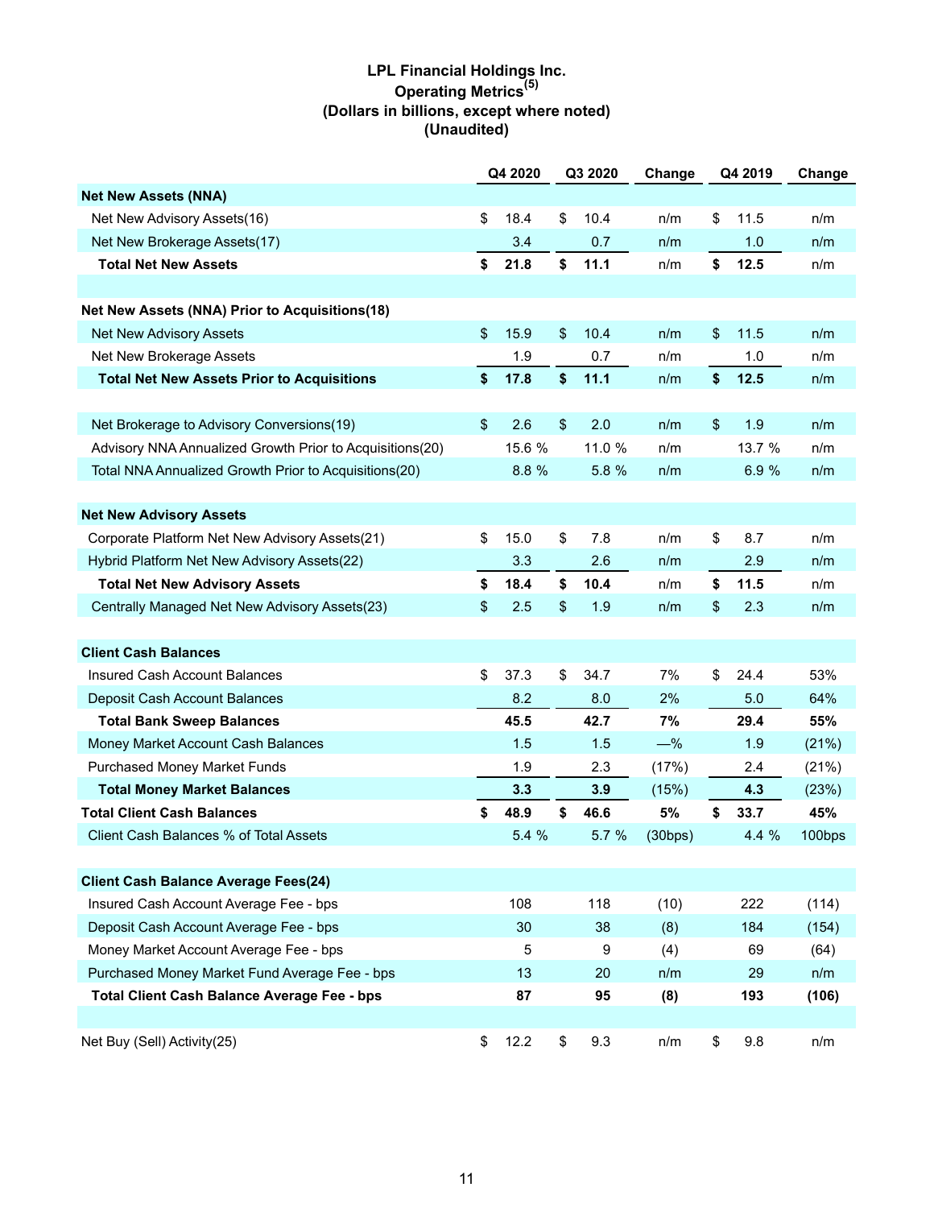# LPL Financial Holdings Inc.
## Operating Metrics(5)
### (Dollars in billions, except where noted)
### (Unaudited)

| | Q4 2020 | Q3 2020 | Change | Q4 2019 | Change |
|---|---|---|---|---|---|
| **Net New Assets (NNA)** | | | | | |
| Net New Advisory Assets(16) | $ 18.4 | $ 10.4 | n/m | $ 11.5 | n/m |
| Net New Brokerage Assets(17) | 3.4 | 0.7 | n/m | 1.0 | n/m |
| **Total Net New Assets** | **$ 21.8** | **$ 11.1** | n/m | **$ 12.5** | n/m |
| | | | | | |
| **Net New Assets (NNA) Prior to Acquisitions(18)** | | | | | |
| Net New Advisory Assets | $ 15.9 | $ 10.4 | n/m | $ 11.5 | n/m |
| Net New Brokerage Assets | 1.9 | 0.7 | n/m | 1.0 | n/m |
| **Total Net New Assets Prior to Acquisitions** | **$ 17.8** | **$ 11.1** | n/m | **$ 12.5** | n/m |
| | | | | | |
| Net Brokerage to Advisory Conversions(19) | $ 2.6 | $ 2.0 | n/m | $ 1.9 | n/m |
| Advisory NNA Annualized Growth Prior to Acquisitions(20) | 15.6 % | 11.0 % | n/m | 13.7 % | n/m |
| Total NNA Annualized Growth Prior to Acquisitions(20) | 8.8 % | 5.8 % | n/m | 6.9 % | n/m |
| | | | | | |
| **Net New Advisory Assets** | | | | | |
| Corporate Platform Net New Advisory Assets(21) | $ 15.0 | $ 7.8 | n/m | $ 8.7 | n/m |
| Hybrid Platform Net New Advisory Assets(22) | 3.3 | 2.6 | n/m | 2.9 | n/m |
| **Total Net New Advisory Assets** | **$ 18.4** | **$ 10.4** | n/m | **$ 11.5** | n/m |
| Centrally Managed Net New Advisory Assets(23) | $ 2.5 | $ 1.9 | n/m | $ 2.3 | n/m |
| | | | | | |
| **Client Cash Balances** | | | | | |
| Insured Cash Account Balances | $ 37.3 | $ 34.7 | 7% | $ 24.4 | 53% |
| Deposit Cash Account Balances | 8.2 | 8.0 | 2% | 5.0 | 64% |
| **Total Bank Sweep Balances** | **45.5** | **42.7** | **7%** | **29.4** | **55%** |
| Money Market Account Cash Balances | 1.5 | 1.5 | —% | 1.9 | (21%) |
| Purchased Money Market Funds | 1.9 | 2.3 | (17%) | 2.4 | (21%) |
| **Total Money Market Balances** | **3.3** | **3.9** | (15%) | **4.3** | (23%) |
| **Total Client Cash Balances** | **$ 48.9** | **$ 46.6** | **5%** | **$ 33.7** | **45%** |
| Client Cash Balances % of Total Assets | 5.4 % | 5.7 % | (30bps) | 4.4 % | 100bps |
| | | | | | |
| **Client Cash Balance Average Fees(24)** | | | | | |
| Insured Cash Account Average Fee - bps | 108 | 118 | (10) | 222 | (114) |
| Deposit Cash Account Average Fee - bps | 30 | 38 | (8) | 184 | (154) |
| Money Market Account Average Fee - bps | 5 | 9 | (4) | 69 | (64) |
| Purchased Money Market Fund Average Fee - bps | 13 | 20 | n/m | 29 | n/m |
| **Total Client Cash Balance Average Fee - bps** | **87** | **95** | **(8)** | **193** | **(106)** |
| | | | | | |
| Net Buy (Sell) Activity(25) | $ 12.2 | $ 9.3 | n/m | $ 9.8 | n/m |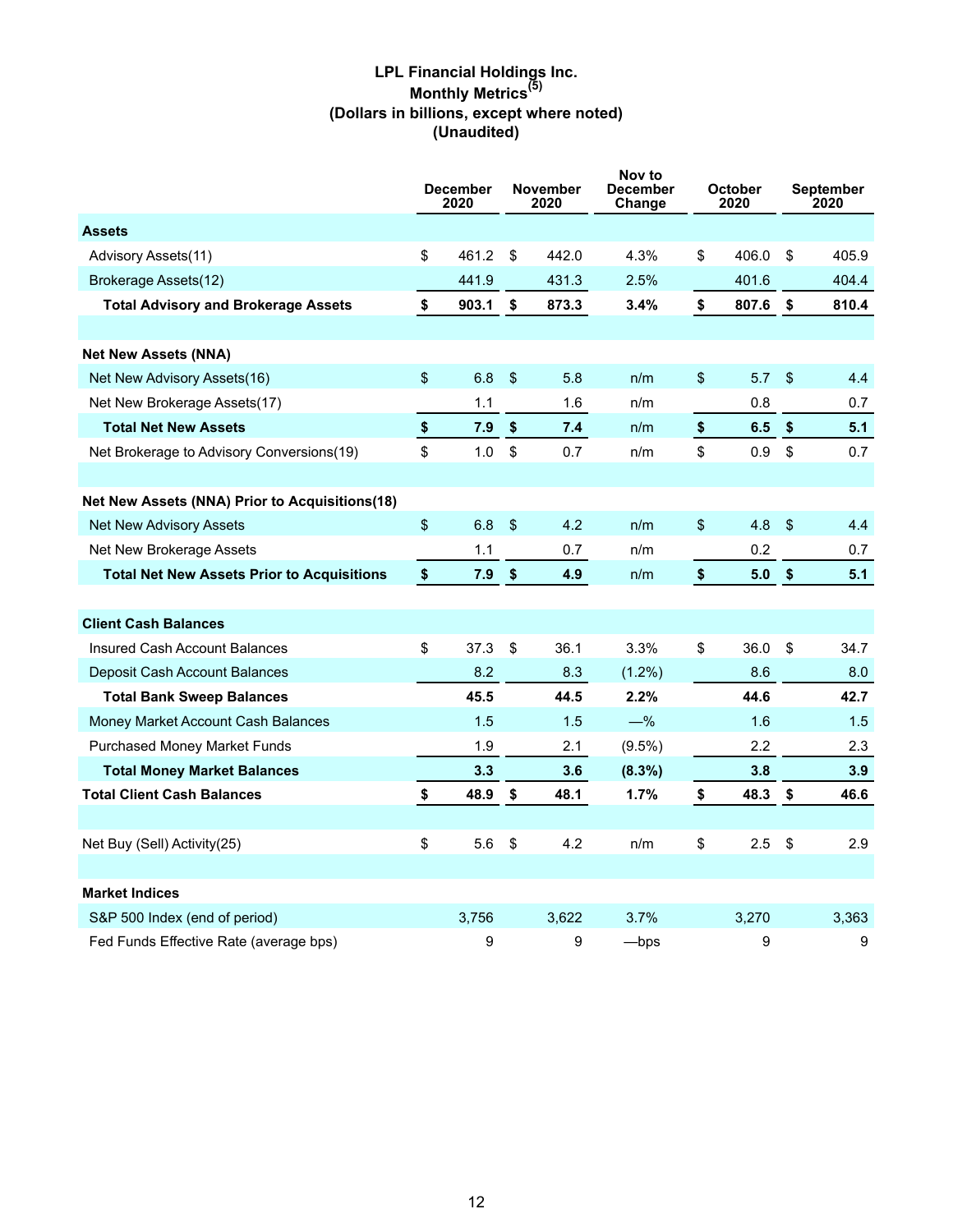# LPL Financial Holdings Inc.
## Monthly Metrics[5]
### (Dollars in billions, except where noted)
### (Unaudited)

| | December 2020 | November 2020 | Nov to December Change | October 2020 | September 2020 |
|---|---|---|---|---|---|
| **Assets** | | | | | |
| Advisory Assets(11) | $ 461.2 | $ 442.0 | 4.3% | $ 406.0 | $ 405.9 |
| Brokerage Assets(12) | 441.9 | 431.3 | 2.5% | 401.6 | 404.4 |
| **Total Advisory and Brokerage Assets** | **$ 903.1** | **$ 873.3** | **3.4%** | **$ 807.6** | **$ 810.4** |
| | | | | | |
| **Net New Assets (NNA)** | | | | | |
| Net New Advisory Assets(16) | $ 6.8 | $ 5.8 | n/m | $ 5.7 | $ 4.4 |
| Net New Brokerage Assets(17) | 1.1 | 1.6 | n/m | 0.8 | 0.7 |
| **Total Net New Assets** | **$ 7.9** | **$ 7.4** | n/m | **$ 6.5** | **$ 5.1** |
| Net Brokerage to Advisory Conversions(19) | $ 1.0 | $ 0.7 | n/m | $ 0.9 | $ 0.7 |
| | | | | | |
| **Net New Assets (NNA) Prior to Acquisitions(18)** | | | | | |
| Net New Advisory Assets | $ 6.8 | $ 4.2 | n/m | $ 4.8 | $ 4.4 |
| Net New Brokerage Assets | 1.1 | 0.7 | n/m | 0.2 | 0.7 |
| **Total Net New Assets Prior to Acquisitions** | **$ 7.9** | **$ 4.9** | n/m | **$ 5.0** | **$ 5.1** |
| | | | | | |
| **Client Cash Balances** | | | | | |
| Insured Cash Account Balances | $ 37.3 | $ 36.1 | 3.3% | $ 36.0 | $ 34.7 |
| Deposit Cash Account Balances | 8.2 | 8.3 | (1.2%) | 8.6 | 8.0 |
| **Total Bank Sweep Balances** | **45.5** | **44.5** | **2.2%** | **44.6** | **42.7** |
| Money Market Account Cash Balances | 1.5 | 1.5 | —% | 1.6 | 1.5 |
| Purchased Money Market Funds | 1.9 | 2.1 | (9.5%) | 2.2 | 2.3 |
| **Total Money Market Balances** | **3.3** | **3.6** | **(8.3%)** | **3.8** | **3.9** |
| **Total Client Cash Balances** | **$ 48.9** | **$ 48.1** | **1.7%** | **$ 48.3** | **$ 46.6** |
| | | | | | |
| Net Buy (Sell) Activity(25) | $ 5.6 | $ 4.2 | n/m | $ 2.5 | $ 2.9 |
| | | | | | |
| **Market Indices** | | | | | |
| S&P 500 Index (end of period) | 3,756 | 3,622 | 3.7% | 3,270 | 3,363 |
| Fed Funds Effective Rate (average bps) | 9 | 9 | —bps | 9 | 9 |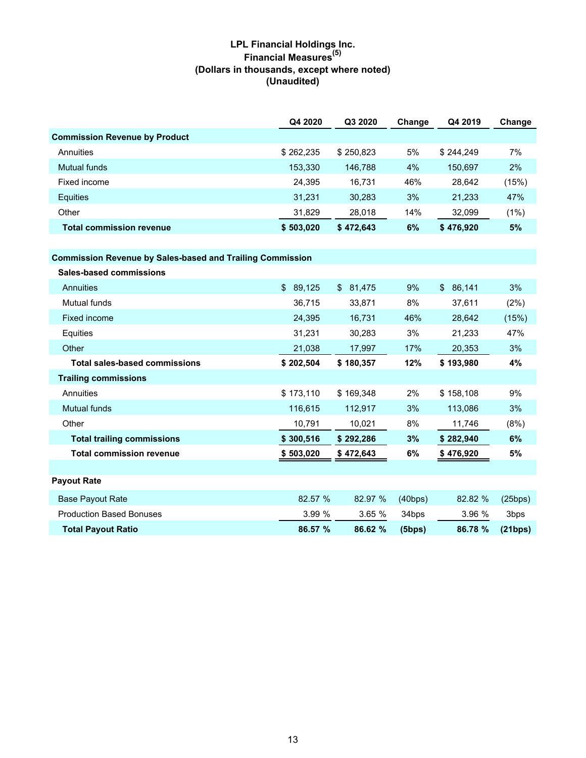# LPL Financial Holdings Inc.
## Financial Measures[5]
### (Dollars in thousands, except where noted)
### (Unaudited)

| | Q4 2020 | Q3 2020 | Change | Q4 2019 | Change |
|---|---|---|---|---|---|
| **Commission Revenue by Product** | | | | | |
| Annuities | $ 262,235 | $ 250,823 | 5% | $ 244,249 | 7% |
| Mutual funds | 153,330 | 146,788 | 4% | 150,697 | 2% |
| Fixed income | 24,395 | 16,731 | 46% | 28,642 | (15%) |
| Equities | 31,231 | 30,283 | 3% | 21,233 | 47% |
| Other | 31,829 | 28,018 | 14% | 32,099 | (1%) |
| **Total commission revenue** | **$ 503,020** | **$ 472,643** | **6%** | **$ 476,920** | **5%** |
| | | | | | |
| **Commission Revenue by Sales-based and Trailing Commission** | | | | | |
| **Sales-based commissions** | | | | | |
| Annuities | $ 89,125 | $ 81,475 | 9% | $ 86,141 | 3% |
| Mutual funds | 36,715 | 33,871 | 8% | 37,611 | (2%) |
| Fixed income | 24,395 | 16,731 | 46% | 28,642 | (15%) |
| Equities | 31,231 | 30,283 | 3% | 21,233 | 47% |
| Other | 21,038 | 17,997 | 17% | 20,353 | 3% |
| **Total sales-based commissions** | **$ 202,504** | **$ 180,357** | **12%** | **$ 193,980** | **4%** |
| **Trailing commissions** | | | | | |
| Annuities | $ 173,110 | $ 169,348 | 2% | $ 158,108 | 9% |
| Mutual funds | 116,615 | 112,917 | 3% | 113,086 | 3% |
| Other | 10,791 | 10,021 | 8% | 11,746 | (8%) |
| **Total trailing commissions** | **$ 300,516** | **$ 292,286** | **3%** | **$ 282,940** | **6%** |
| **Total commission revenue** | **$ 503,020** | **$ 472,643** | **6%** | **$ 476,920** | **5%** |
| | | | | | |
| **Payout Rate** | | | | | |
| Base Payout Rate | 82.57 % | 82.97 % | (40bps) | 82.82 % | (25bps) |
| Production Based Bonuses | 3.99 % | 3.65 % | 34bps | 3.96 % | 3bps |
| **Total Payout Ratio** | **86.57 %** | **86.62 %** | **(5bps)** | **86.78 %** | **(21bps)** |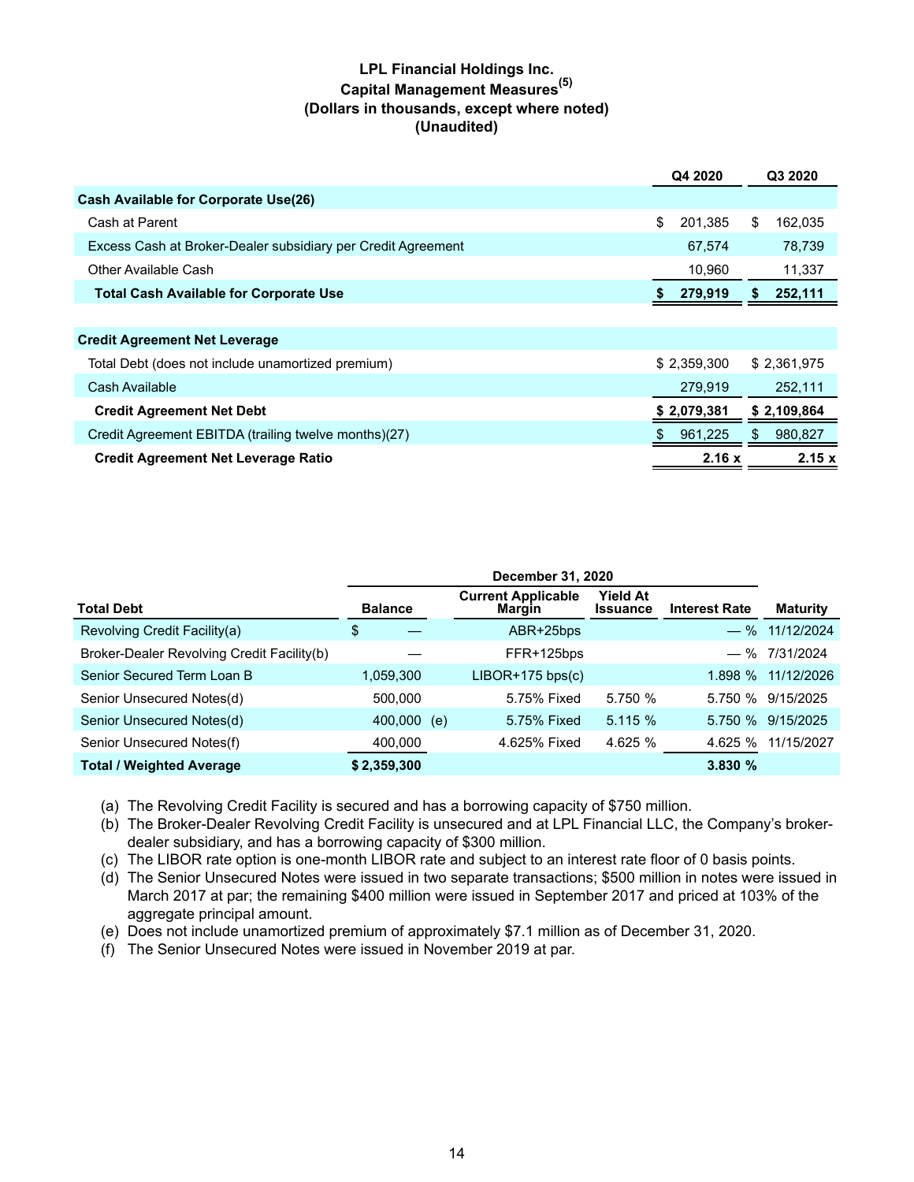# LPL Financial Holdings Inc.
## Capital Management Measures[5]
### (Dollars in thousands, except where noted)
### (Unaudited)

| | Q4 2020 | Q3 2020 |
|---|---|---|
| **Cash Available for Corporate Use(26)** | | |
| Cash at Parent | $ 201,385 | $ 162,035 |
| Excess Cash at Broker-Dealer subsidiary per Credit Agreement | 67,574 | 78,739 |
| Other Available Cash | 10,960 | 11,337 |
| **Total Cash Available for Corporate Use** | **$ 279,919** | **$ 252,111** |
| | | |
| **Credit Agreement Net Leverage** | | |
| Total Debt (does not include unamortized premium) | $ 2,359,300 | $ 2,361,975 |
| Cash Available | 279,919 | 252,111 |
| **Credit Agreement Net Debt** | **$ 2,079,381** | **$ 2,109,864** |
| Credit Agreement EBITDA (trailing twelve months)(27) | $ 961,225 | $ 980,827 |
| **Credit Agreement Net Leverage Ratio** | **2.16 x** | **2.15 x** |

| | December 31, 2020 | | | | |
|---|---|---|---|---|---|
| **Total Debt** | **Balance** | **Current Applicable Margin** | **Yield At Issuance** | **Interest Rate** | **Maturity** |
| Revolving Credit Facility(a) | $ — | ABR+25bps | | — % | 11/12/2024 |
| Broker-Dealer Revolving Credit Facility(b) | — | FFR+125bps | | — % | 7/31/2024 |
| Senior Secured Term Loan B | 1,059,300 | LIBOR+175 bps(c) | | 1.898 % | 11/12/2026 |
| Senior Unsecured Notes(d) | 500,000 | 5.75% Fixed | 5.750 % | 5.750 % | 9/15/2025 |
| Senior Unsecured Notes(d) | 400,000 (e) | 5.75% Fixed | 5.115 % | 5.750 % | 9/15/2025 |
| Senior Unsecured Notes(f) | 400,000 | 4.625% Fixed | 4.625 % | 4.625 % | 11/15/2027 |
| **Total / Weighted Average** | **$ 2,359,300** | | | **3.830 %** | |

(a) The Revolving Credit Facility is secured and has a borrowing capacity of $750 million.

(b) The Broker-Dealer Revolving Credit Facility is unsecured and at LPL Financial LLC, the Company's broker-dealer subsidiary, and has a borrowing capacity of $300 million.

(c) The LIBOR rate option is one-month LIBOR rate and subject to an interest rate floor of 0 basis points.

(d) The Senior Unsecured Notes were issued in two separate transactions; $500 million in notes were issued in March 2017 at par; the remaining $400 million were issued in September 2017 and priced at 103% of the aggregate principal amount.

(e) Does not include unamortized premium of approximately $7.1 million as of December 31, 2020.

(f) The Senior Unsecured Notes were issued in November 2019 at par.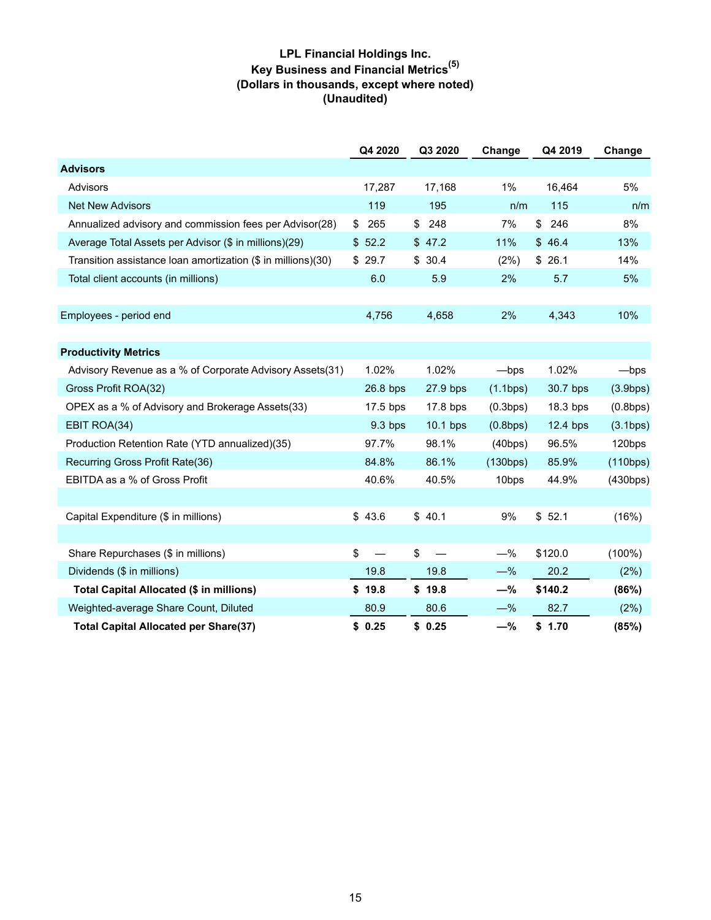**LPL Financial Holdings Inc.**
**Key Business and Financial Metrics(5)**
**(Dollars in thousands, except where noted)**
**(Unaudited)**

| | Q4 2020 | Q3 2020 | Change | Q4 2019 | Change |
|---|---|---|---|---|---|
| **Advisors** | | | | | |
| Advisors | 17,287 | 17,168 | 1% | 16,464 | 5% |
| Net New Advisors | 119 | 195 | n/m | 115 | n/m |
| Annualized advisory and commission fees per Advisor(28) | $ 265 | $ 248 | 7% | $ 246 | 8% |
| Average Total Assets per Advisor ($ in millions)(29) | $ 52.2 | $ 47.2 | 11% | $ 46.4 | 13% |
| Transition assistance loan amortization ($ in millions)(30) | $ 29.7 | $ 30.4 | (2%) | $ 26.1 | 14% |
| Total client accounts (in millions) | 6.0 | 5.9 | 2% | 5.7 | 5% |
| | | | | | |
| Employees - period end | 4,756 | 4,658 | 2% | 4,343 | 10% |
| | | | | | |
| **Productivity Metrics** | | | | | |
| Advisory Revenue as a % of Corporate Advisory Assets(31) | 1.02% | 1.02% | —bps | 1.02% | —bps |
| Gross Profit ROA(32) | 26.8 bps | 27.9 bps | (1.1bps) | 30.7 bps | (3.9bps) |
| OPEX as a % of Advisory and Brokerage Assets(33) | 17.5 bps | 17.8 bps | (0.3bps) | 18.3 bps | (0.8bps) |
| EBIT ROA(34) | 9.3 bps | 10.1 bps | (0.8bps) | 12.4 bps | (3.1bps) |
| Production Retention Rate (YTD annualized)(35) | 97.7% | 98.1% | (40bps) | 96.5% | 120bps |
| Recurring Gross Profit Rate(36) | 84.8% | 86.1% | (130bps) | 85.9% | (110bps) |
| EBITDA as a % of Gross Profit | 40.6% | 40.5% | 10bps | 44.9% | (430bps) |
| | | | | | |
| Capital Expenditure ($ in millions) | $ 43.6 | $ 40.1 | 9% | $ 52.1 | (16%) |
| | | | | | |
| Share Repurchases ($ in millions) | $ — | $ — | —% | $120.0 | (100%) |
| Dividends ($ in millions) | 19.8 | 19.8 | —% | 20.2 | (2%) |
| **Total Capital Allocated ($ in millions)** | **$ 19.8** | **$ 19.8** | **—%** | **$140.2** | **(86%)** |
| Weighted-average Share Count, Diluted | 80.9 | 80.6 | —% | 82.7 | (2%) |
| **Total Capital Allocated per Share(37)** | **$ 0.25** | **$ 0.25** | **—%** | **$ 1.70** | **(85%)** |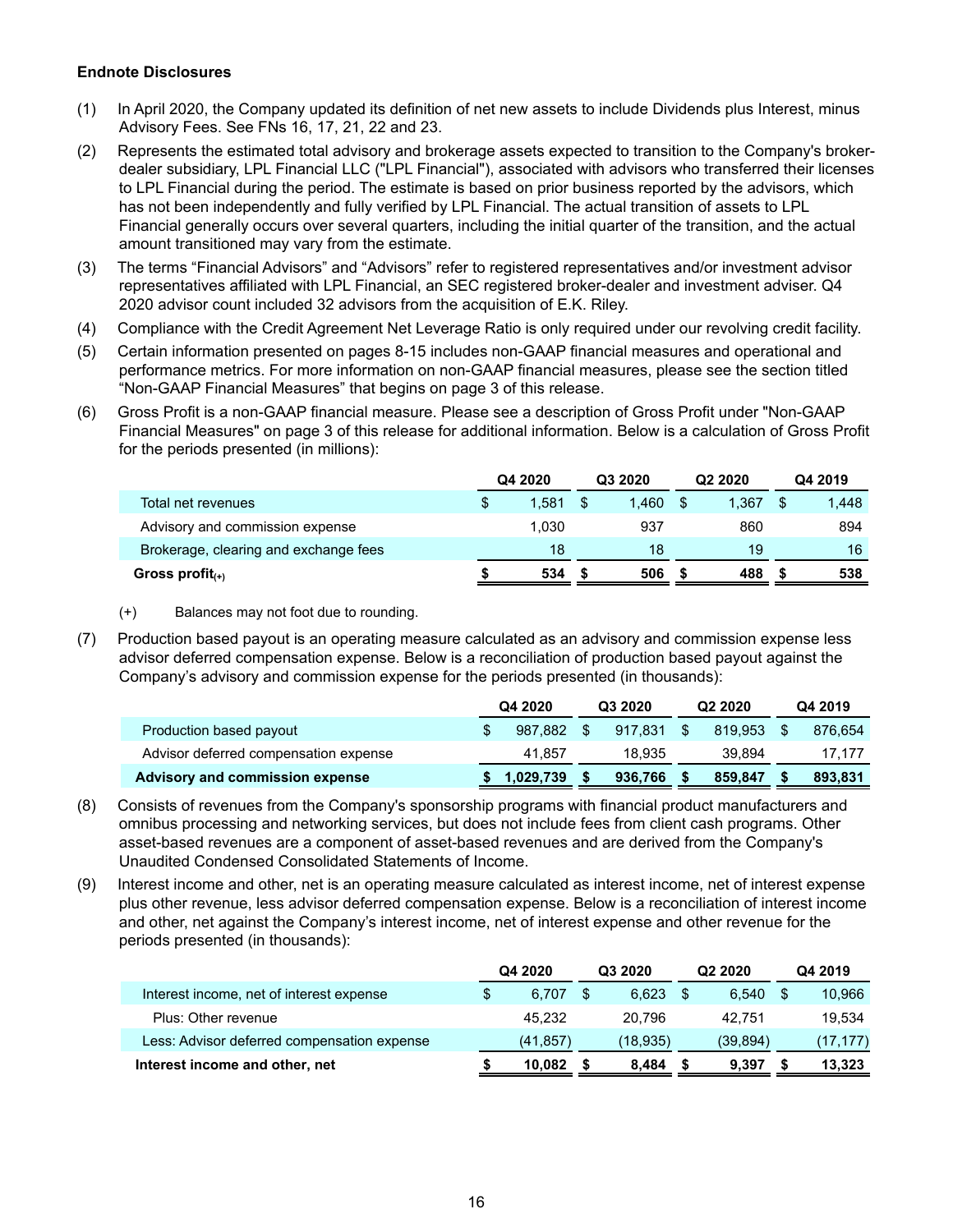**Endnote Disclosures**

(1) In April 2020, the Company updated its definition of net new assets to include Dividends plus Interest, minus Advisory Fees. See FNs 16, 17, 21, 22 and 23.

(2) Represents the estimated total advisory and brokerage assets expected to transition to the Company's broker-dealer subsidiary, LPL Financial LLC ("LPL Financial"), associated with advisors who transferred their licenses to LPL Financial during the period. The estimate is based on prior business reported by the advisors, which has not been independently and fully verified by LPL Financial. The actual transition of assets to LPL Financial generally occurs over several quarters, including the initial quarter of the transition, and the actual amount transitioned may vary from the estimate.

(3) The terms “Financial Advisors” and “Advisors” refer to registered representatives and/or investment advisor representatives affiliated with LPL Financial, an SEC registered broker-dealer and investment adviser. Q4 2020 advisor count included 32 advisors from the acquisition of E.K. Riley.

(4) Compliance with the Credit Agreement Net Leverage Ratio is only required under our revolving credit facility.

(5) Certain information presented on pages 8-15 includes non-GAAP financial measures and operational and performance metrics. For more information on non-GAAP financial measures, please see the section titled “Non-GAAP Financial Measures” that begins on page 3 of this release.

(6) Gross Profit is a non-GAAP financial measure. Please see a description of Gross Profit under "Non-GAAP Financial Measures" on page 3 of this release for additional information. Below is a calculation of Gross Profit for the periods presented (in millions):

| | Q4 2020 | Q3 2020 | Q2 2020 | Q4 2019 |
|---|---|---|---|---|
| Total net revenues | $ 1,581 | $ 1,460 | $ 1,367 | $ 1,448 |
| Advisory and commission expense | 1,030 | 937 | 860 | 894 |
| Brokerage, clearing and exchange fees | 18 | 18 | 19 | 16 |
| **Gross profit(+)** | **$ 534** | **$ 506** | **$ 488** | **$ 538** |

(+) Balances may not foot due to rounding.

(7) Production based payout is an operating measure calculated as an advisory and commission expense less advisor deferred compensation expense. Below is a reconciliation of production based payout against the Company’s advisory and commission expense for the periods presented (in thousands):

| | Q4 2020 | Q3 2020 | Q2 2020 | Q4 2019 |
|---|---|---|---|---|
| Production based payout | $ 987,882 | $ 917,831 | $ 819,953 | $ 876,654 |
| Advisor deferred compensation expense | 41,857 | 18,935 | 39,894 | 17,177 |
| **Advisory and commission expense** | **$ 1,029,739** | **$ 936,766** | **$ 859,847** | **$ 893,831** |

(8) Consists of revenues from the Company's sponsorship programs with financial product manufacturers and omnibus processing and networking services, but does not include fees from client cash programs. Other asset-based revenues are a component of asset-based revenues and are derived from the Company's Unaudited Condensed Consolidated Statements of Income.

(9) Interest income and other, net is an operating measure calculated as interest income, net of interest expense plus other revenue, less advisor deferred compensation expense. Below is a reconciliation of interest income and other, net against the Company’s interest income, net of interest expense and other revenue for the periods presented (in thousands):

| | Q4 2020 | Q3 2020 | Q2 2020 | Q4 2019 |
|---|---|---|---|---|
| Interest income, net of interest expense | $ 6,707 | $ 6,623 | $ 6,540 | $ 10,966 |
| Plus: Other revenue | 45,232 | 20,796 | 42,751 | 19,534 |
| Less: Advisor deferred compensation expense | (41,857) | (18,935) | (39,894) | (17,177) |
| **Interest income and other, net** | **$ 10,082** | **$ 8,484** | **$ 9,397** | **$ 13,323** |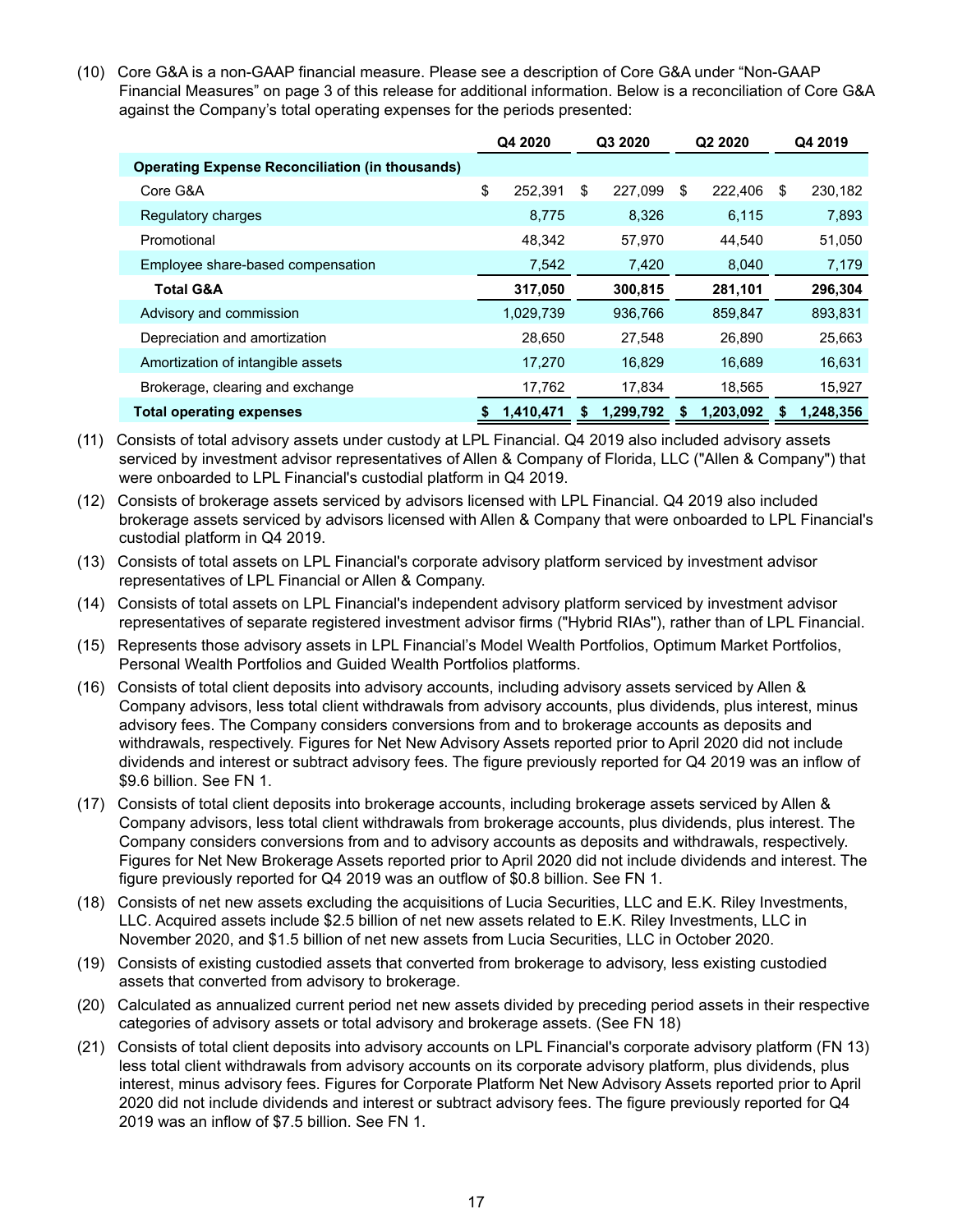(10) Core G&A is a non-GAAP financial measure. Please see a description of Core G&A under "Non-GAAP Financial Measures" on page 3 of this release for additional information. Below is a reconciliation of Core G&A against the Company's total operating expenses for the periods presented:

| | Q4 2020 | Q3 2020 | Q2 2020 | Q4 2019 |
|---|---|---|---|---|
| **Operating Expense Reconciliation (in thousands)** | | | | |
| Core G&A | $ 252,391 | $ 227,099 | $ 222,406 | $ 230,182 |
| Regulatory charges | 8,775 | 8,326 | 6,115 | 7,893 |
| Promotional | 48,342 | 57,970 | 44,540 | 51,050 |
| Employee share-based compensation | 7,542 | 7,420 | 8,040 | 7,179 |
| **Total G&A** | **317,050** | **300,815** | **281,101** | **296,304** |
| Advisory and commission | 1,029,739 | 936,766 | 859,847 | 893,831 |
| Depreciation and amortization | 28,650 | 27,548 | 26,890 | 25,663 |
| Amortization of intangible assets | 17,270 | 16,829 | 16,689 | 16,631 |
| Brokerage, clearing and exchange | 17,762 | 17,834 | 18,565 | 15,927 |
| **Total operating expenses** | **$ 1,410,471** | **$ 1,299,792** | **$ 1,203,092** | **$ 1,248,356** |

(11) Consists of total advisory assets under custody at LPL Financial. Q4 2019 also included advisory assets serviced by investment advisor representatives of Allen & Company of Florida, LLC ("Allen & Company") that were onboarded to LPL Financial's custodial platform in Q4 2019.

(12) Consists of brokerage assets serviced by advisors licensed with LPL Financial. Q4 2019 also included brokerage assets serviced by advisors licensed with Allen & Company that were onboarded to LPL Financial's custodial platform in Q4 2019.

(13) Consists of total assets on LPL Financial's corporate advisory platform serviced by investment advisor representatives of LPL Financial or Allen & Company.

(14) Consists of total assets on LPL Financial's independent advisory platform serviced by investment advisor representatives of separate registered investment advisor firms ("Hybrid RIAs"), rather than of LPL Financial.

(15) Represents those advisory assets in LPL Financial's Model Wealth Portfolios, Optimum Market Portfolios, Personal Wealth Portfolios and Guided Wealth Portfolios platforms.

(16) Consists of total client deposits into advisory accounts, including advisory assets serviced by Allen & Company advisors, less total client withdrawals from advisory accounts, plus dividends, plus interest, minus advisory fees. The Company considers conversions from and to brokerage accounts as deposits and withdrawals, respectively. Figures for Net New Advisory Assets reported prior to April 2020 did not include dividends and interest or subtract advisory fees. The figure previously reported for Q4 2019 was an inflow of $9.6 billion. See FN 1.

(17) Consists of total client deposits into brokerage accounts, including brokerage assets serviced by Allen & Company advisors, less total client withdrawals from brokerage accounts, plus dividends, plus interest. The Company considers conversions from and to advisory accounts as deposits and withdrawals, respectively. Figures for Net New Brokerage Assets reported prior to April 2020 did not include dividends and interest. The figure previously reported for Q4 2019 was an outflow of $0.8 billion. See FN 1.

(18) Consists of net new assets excluding the acquisitions of Lucia Securities, LLC and E.K. Riley Investments, LLC. Acquired assets include $2.5 billion of net new assets related to E.K. Riley Investments, LLC in November 2020, and $1.5 billion of net new assets from Lucia Securities, LLC in October 2020.

(19) Consists of existing custodied assets that converted from brokerage to advisory, less existing custodied assets that converted from advisory to brokerage.

(20) Calculated as annualized current period net new assets divided by preceding period assets in their respective categories of advisory assets or total advisory and brokerage assets. (See FN 18)

(21) Consists of total client deposits into advisory accounts on LPL Financial's corporate advisory platform (FN 13) less total client withdrawals from advisory accounts on its corporate advisory platform, plus dividends, plus interest, minus advisory fees. Figures for Corporate Platform Net New Advisory Assets reported prior to April 2020 did not include dividends and interest or subtract advisory fees. The figure previously reported for Q4 2019 was an inflow of $7.5 billion. See FN 1.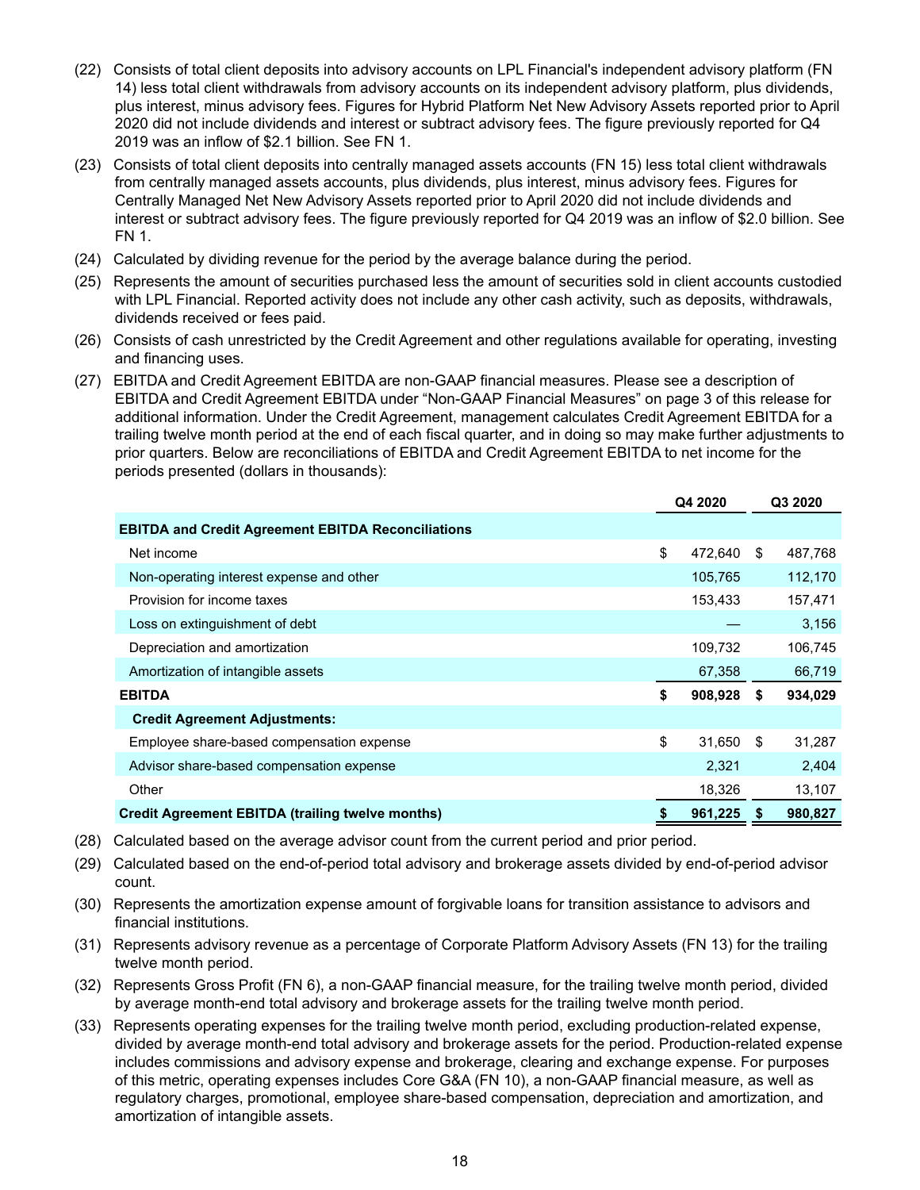(22) Consists of total client deposits into advisory accounts on LPL Financial's independent advisory platform (FN 14) less total client withdrawals from advisory accounts on its independent advisory platform, plus dividends, plus interest, minus advisory fees. Figures for Hybrid Platform Net New Advisory Assets reported prior to April 2020 did not include dividends and interest or subtract advisory fees. The figure previously reported for Q4 2019 was an inflow of $2.1 billion. See FN 1.

(23) Consists of total client deposits into centrally managed assets accounts (FN 15) less total client withdrawals from centrally managed assets accounts, plus dividends, plus interest, minus advisory fees. Figures for Centrally Managed Net New Advisory Assets reported prior to April 2020 did not include dividends and interest or subtract advisory fees. The figure previously reported for Q4 2019 was an inflow of $2.0 billion. See FN 1.

(24) Calculated by dividing revenue for the period by the average balance during the period.

(25) Represents the amount of securities purchased less the amount of securities sold in client accounts custodied with LPL Financial. Reported activity does not include any other cash activity, such as deposits, withdrawals, dividends received or fees paid.

(26) Consists of cash unrestricted by the Credit Agreement and other regulations available for operating, investing and financing uses.

(27) EBITDA and Credit Agreement EBITDA are non-GAAP financial measures. Please see a description of EBITDA and Credit Agreement EBITDA under "Non-GAAP Financial Measures" on page 3 of this release for additional information. Under the Credit Agreement, management calculates Credit Agreement EBITDA for a trailing twelve month period at the end of each fiscal quarter, and in doing so may make further adjustments to prior quarters. Below are reconciliations of EBITDA and Credit Agreement EBITDA to net income for the periods presented (dollars in thousands):

| | Q4 2020 | Q3 2020 |
|---|---|---|
| **EBITDA and Credit Agreement EBITDA Reconciliations** | | |
| Net income | $ 472,640 | $ 487,768 |
| Non-operating interest expense and other | 105,765 | 112,170 |
| Provision for income taxes | 153,433 | 157,471 |
| Loss on extinguishment of debt | — | 3,156 |
| Depreciation and amortization | 109,732 | 106,745 |
| Amortization of intangible assets | 67,358 | 66,719 |
| **EBITDA** | **$ 908,928** | **$ 934,029** |
| **Credit Agreement Adjustments:** | | |
| Employee share-based compensation expense | $ 31,650 | $ 31,287 |
| Advisor share-based compensation expense | 2,321 | 2,404 |
| Other | 18,326 | 13,107 |
| **Credit Agreement EBITDA (trailing twelve months)** | **$ 961,225** | **$ 980,827** |

(28) Calculated based on the average advisor count from the current period and prior period.

(29) Calculated based on the end-of-period total advisory and brokerage assets divided by end-of-period advisor count.

(30) Represents the amortization expense amount of forgivable loans for transition assistance to advisors and financial institutions.

(31) Represents advisory revenue as a percentage of Corporate Platform Advisory Assets (FN 13) for the trailing twelve month period.

(32) Represents Gross Profit (FN 6), a non-GAAP financial measure, for the trailing twelve month period, divided by average month-end total advisory and brokerage assets for the trailing twelve month period.

(33) Represents operating expenses for the trailing twelve month period, excluding production-related expense, divided by average month-end total advisory and brokerage assets for the period. Production-related expense includes commissions and advisory expense and brokerage, clearing and exchange expense. For purposes of this metric, operating expenses includes Core G&A (FN 10), a non-GAAP financial measure, as well as regulatory charges, promotional, employee share-based compensation, depreciation and amortization, and amortization of intangible assets.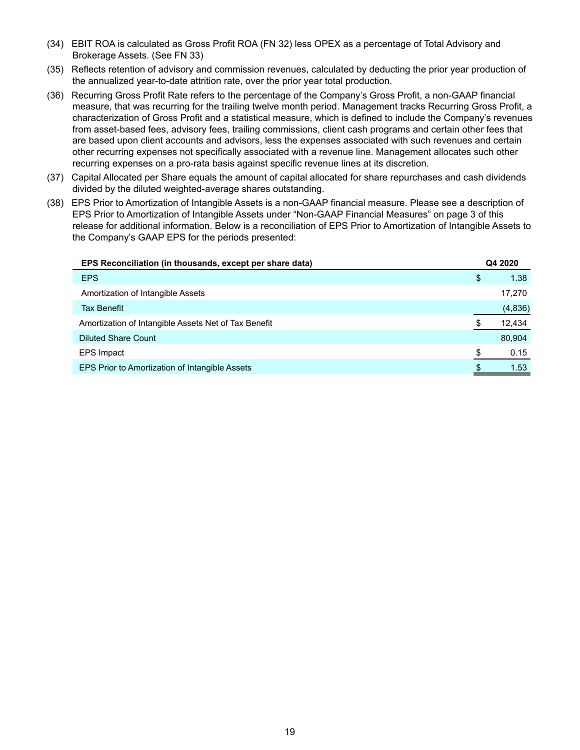(34) EBIT ROA is calculated as Gross Profit ROA (FN 32) less OPEX as a percentage of Total Advisory and Brokerage Assets. (See FN 33)

(35) Reflects retention of advisory and commission revenues, calculated by deducting the prior year production of the annualized year-to-date attrition rate, over the prior year total production.

(36) Recurring Gross Profit Rate refers to the percentage of the Company's Gross Profit, a non-GAAP financial measure, that was recurring for the trailing twelve month period. Management tracks Recurring Gross Profit, a characterization of Gross Profit and a statistical measure, which is defined to include the Company's revenues from asset-based fees, advisory fees, trailing commissions, client cash programs and certain other fees that are based upon client accounts and advisors, less the expenses associated with such revenues and certain other recurring expenses not specifically associated with a revenue line. Management allocates such other recurring expenses on a pro-rata basis against specific revenue lines at its discretion.

(37) Capital Allocated per Share equals the amount of capital allocated for share repurchases and cash dividends divided by the diluted weighted-average shares outstanding.

(38) EPS Prior to Amortization of Intangible Assets is a non-GAAP financial measure. Please see a description of EPS Prior to Amortization of Intangible Assets under "Non-GAAP Financial Measures" on page 3 of this release for additional information. Below is a reconciliation of EPS Prior to Amortization of Intangible Assets to the Company's GAAP EPS for the periods presented:

| EPS Reconciliation (in thousands, except per share data) | | Q4 2020 |
|---|---|---|
| EPS | $ | 1.38 |
| Amortization of Intangible Assets | | 17,270 |
| Tax Benefit | | (4,836) |
| Amortization of Intangible Assets Net of Tax Benefit | $ | 12,434 |
| Diluted Share Count | | 80,904 |
| EPS Impact | $ | 0.15 |
| EPS Prior to Amortization of Intangible Assets | $ | 1.53 |